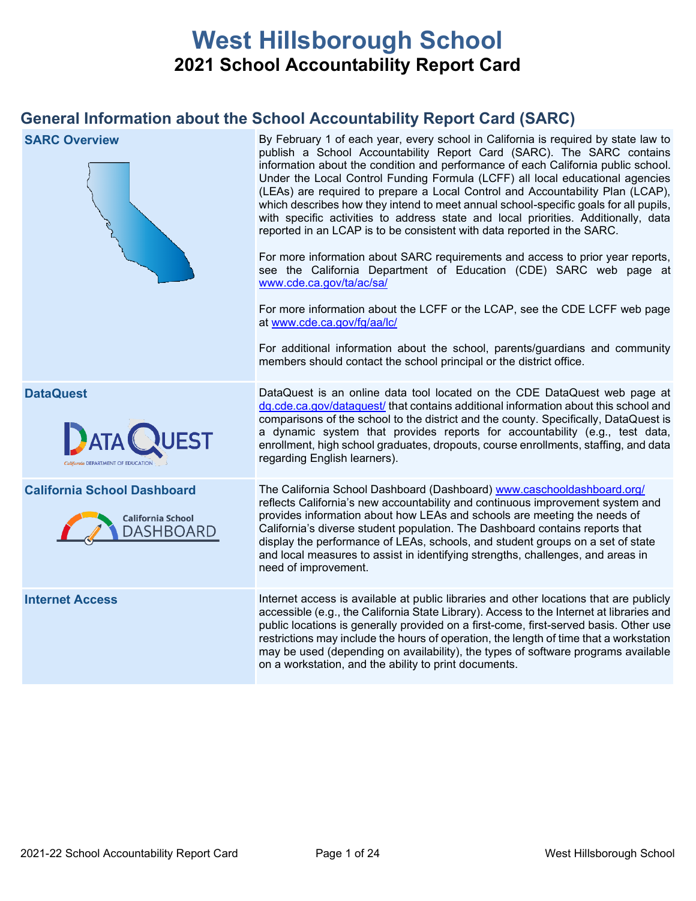# West Hillsborough School

## 2021 School Accountability Report Card

## General Information about the School Accountability Report Card (SARC)

| | |
|---|---|
| **SARC Overview** | By February 1 of each year, every school in California is required by state law to publish a School Accountability Report Card (SARC). The SARC contains information about the condition and performance of each California public school. Under the Local Control Funding Formula (LCFF) all local educational agencies (LEAs) are required to prepare a Local Control and Accountability Plan (LCAP), which describes how they intend to meet annual school-specific goals for all pupils, with specific activities to address state and local priorities. Additionally, data reported in an LCAP is to be consistent with data reported in the SARC. <br><br> For more information about SARC requirements and access to prior year reports, see the California Department of Education (CDE) SARC web page at www.cde.ca.gov/ta/ac/sa/ <br><br> For more information about the LCFF or the LCAP, see the CDE LCFF web page at www.cde.ca.gov/fg/aa/lc/ <br><br> For additional information about the school, parents/guardians and community members should contact the school principal or the district office. |
| **DataQuest** | DataQuest is an online data tool located on the CDE DataQuest web page at dq.cde.ca.gov/dataquest/ that contains additional information about this school and comparisons of the school to the district and the county. Specifically, DataQuest is a dynamic system that provides reports for accountability (e.g., test data, enrollment, high school graduates, dropouts, course enrollments, staffing, and data regarding English learners). |
| **California School Dashboard** | The California School Dashboard (Dashboard) www.caschooldashboard.org/ reflects California's new accountability and continuous improvement system and provides information about how LEAs and schools are meeting the needs of California's diverse student population. The Dashboard contains reports that display the performance of LEAs, schools, and student groups on a set of state and local measures to assist in identifying strengths, challenges, and areas in need of improvement. |
| **Internet Access** | Internet access is available at public libraries and other locations that are publicly accessible (e.g., the California State Library). Access to the Internet at libraries and public locations is generally provided on a first-come, first-served basis. Other use restrictions may include the hours of operation, the length of time that a workstation may be used (depending on availability), the types of software programs available on a workstation, and the ability to print documents. |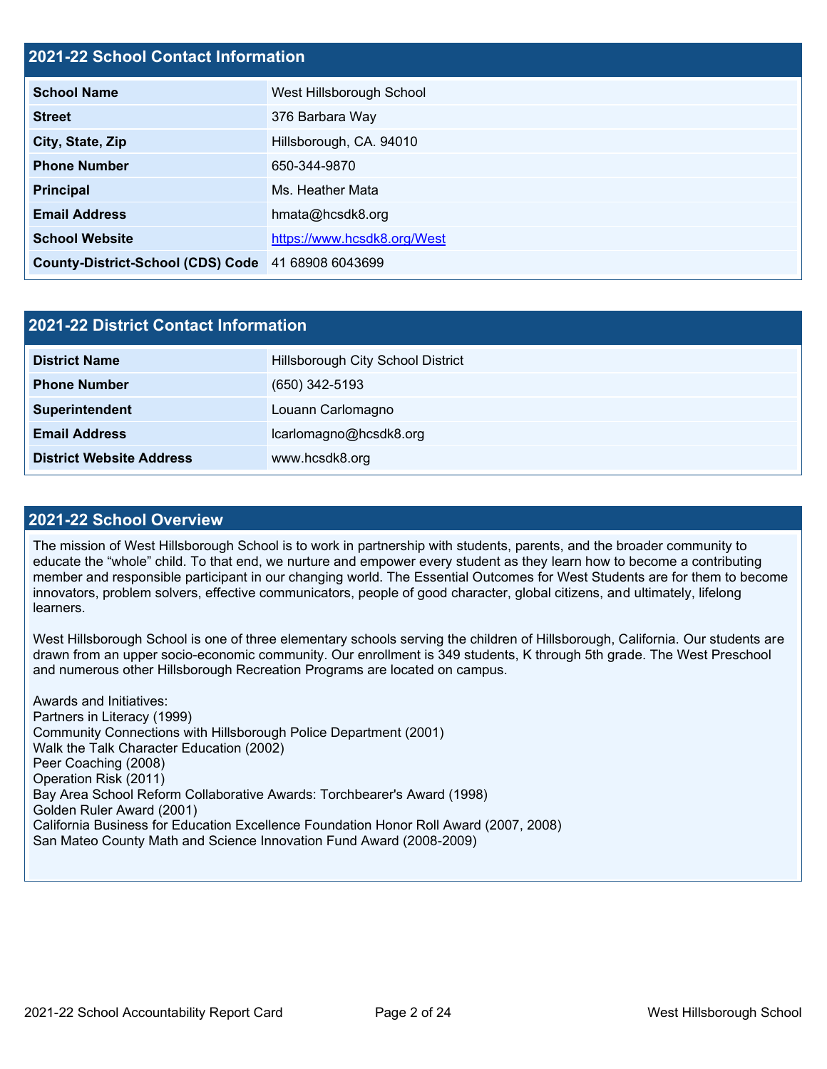## 2021-22 School Contact Information

| School Name | West Hillsborough School |
|---|---|
| Street | 376 Barbara Way |
| City, State, Zip | Hillsborough, CA. 94010 |
| Phone Number | 650-344-9870 |
| Principal | Ms. Heather Mata |
| Email Address | hmata@hcsdk8.org |
| School Website | https://www.hcsdk8.org/West |
| County-District-School (CDS) Code | 41 68908 6043699 |

## 2021-22 District Contact Information

| District Name | Hillsborough City School District |
|---|---|
| Phone Number | (650) 342-5193 |
| Superintendent | Louann Carlomagno |
| Email Address | lcarlomagno@hcsdk8.org |
| District Website Address | www.hcsdk8.org |

## 2021-22 School Overview

The mission of West Hillsborough School is to work in partnership with students, parents, and the broader community to educate the "whole" child. To that end, we nurture and empower every student as they learn how to become a contributing member and responsible participant in our changing world. The Essential Outcomes for West Students are for them to become innovators, problem solvers, effective communicators, people of good character, global citizens, and ultimately, lifelong learners.

West Hillsborough School is one of three elementary schools serving the children of Hillsborough, California. Our students are drawn from an upper socio-economic community. Our enrollment is 349 students, K through 5th grade. The West Preschool and numerous other Hillsborough Recreation Programs are located on campus.

Awards and Initiatives:
Partners in Literacy (1999)
Community Connections with Hillsborough Police Department (2001)
Walk the Talk Character Education (2002)
Peer Coaching (2008)
Operation Risk (2011)
Bay Area School Reform Collaborative Awards: Torchbearer's Award (1998)
Golden Ruler Award (2001)
California Business for Education Excellence Foundation Honor Roll Award (2007, 2008)
San Mateo County Math and Science Innovation Fund Award (2008-2009)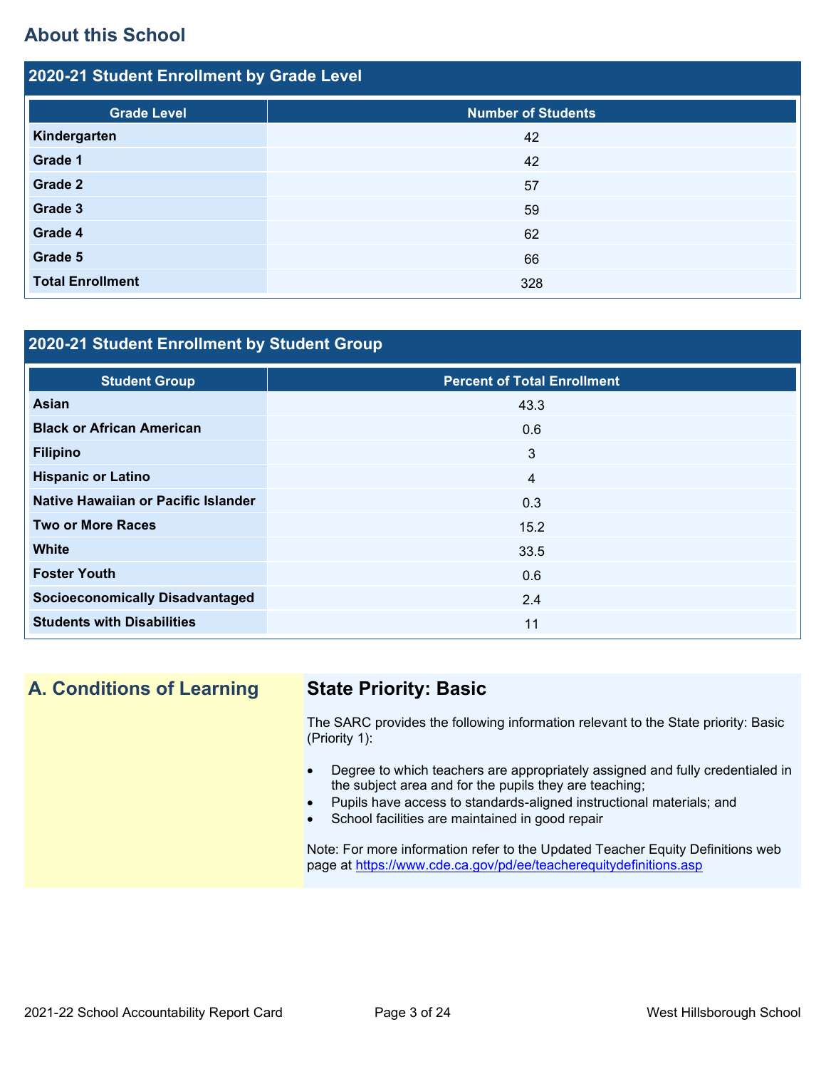## About this School

### 2020-21 Student Enrollment by Grade Level

| Grade Level | Number of Students |
|---|---|
| Kindergarten | 42 |
| Grade 1 | 42 |
| Grade 2 | 57 |
| Grade 3 | 59 |
| Grade 4 | 62 |
| Grade 5 | 66 |
| Total Enrollment | 328 |

### 2020-21 Student Enrollment by Student Group

| Student Group | Percent of Total Enrollment |
|---|---|
| Asian | 43.3 |
| Black or African American | 0.6 |
| Filipino | 3 |
| Hispanic or Latino | 4 |
| Native Hawaiian or Pacific Islander | 0.3 |
| Two or More Races | 15.2 |
| White | 33.5 |
| Foster Youth | 0.6 |
| Socioeconomically Disadvantaged | 2.4 |
| Students with Disabilities | 11 |

## A. Conditions of Learning

### State Priority: Basic

The SARC provides the following information relevant to the State priority: Basic (Priority 1):

- Degree to which teachers are appropriately assigned and fully credentialed in the subject area and for the pupils they are teaching;
- Pupils have access to standards-aligned instructional materials; and
- School facilities are maintained in good repair

Note: For more information refer to the Updated Teacher Equity Definitions web page at https://www.cde.ca.gov/pd/ee/teacherequitydefinitions.asp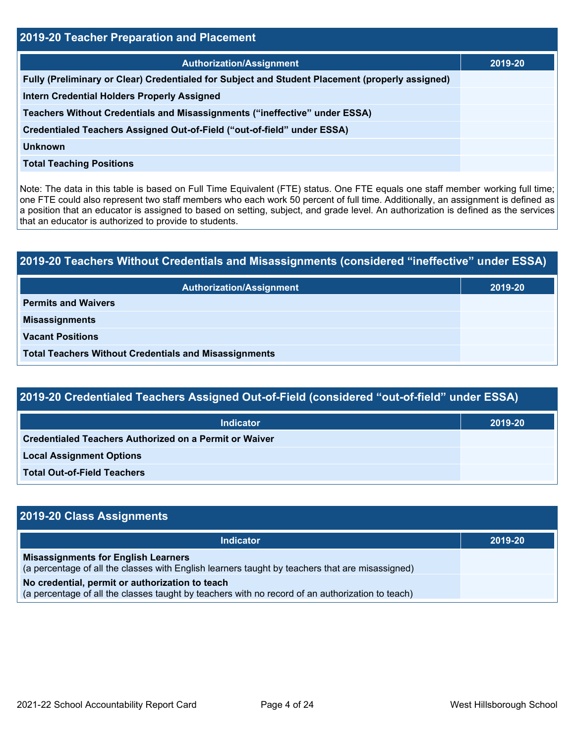## 2019-20 Teacher Preparation and Placement

| Authorization/Assignment | 2019-20 |
|---|---|
| Fully (Preliminary or Clear) Credentialed for Subject and Student Placement (properly assigned) | |
| Intern Credential Holders Properly Assigned | |
| Teachers Without Credentials and Misassignments ("ineffective" under ESSA) | |
| Credentialed Teachers Assigned Out-of-Field ("out-of-field" under ESSA) | |
| Unknown | |
| Total Teaching Positions | |

Note: The data in this table is based on Full Time Equivalent (FTE) status. One FTE equals one staff member working full time; one FTE could also represent two staff members who each work 50 percent of full time. Additionally, an assignment is defined as a position that an educator is assigned to based on setting, subject, and grade level. An authorization is defined as the services that an educator is authorized to provide to students.

## 2019-20 Teachers Without Credentials and Misassignments (considered "ineffective" under ESSA)

| Authorization/Assignment | 2019-20 |
|---|---|
| Permits and Waivers | |
| Misassignments | |
| Vacant Positions | |
| Total Teachers Without Credentials and Misassignments | |

## 2019-20 Credentialed Teachers Assigned Out-of-Field (considered "out-of-field" under ESSA)

| Indicator | 2019-20 |
|---|---|
| Credentialed Teachers Authorized on a Permit or Waiver | |
| Local Assignment Options | |
| Total Out-of-Field Teachers | |

## 2019-20 Class Assignments

| Indicator | 2019-20 |
|---|---|
| **Misassignments for English Learners** (a percentage of all the classes with English learners taught by teachers that are misassigned) | |
| **No credential, permit or authorization to teach** (a percentage of all the classes taught by teachers with no record of an authorization to teach) | |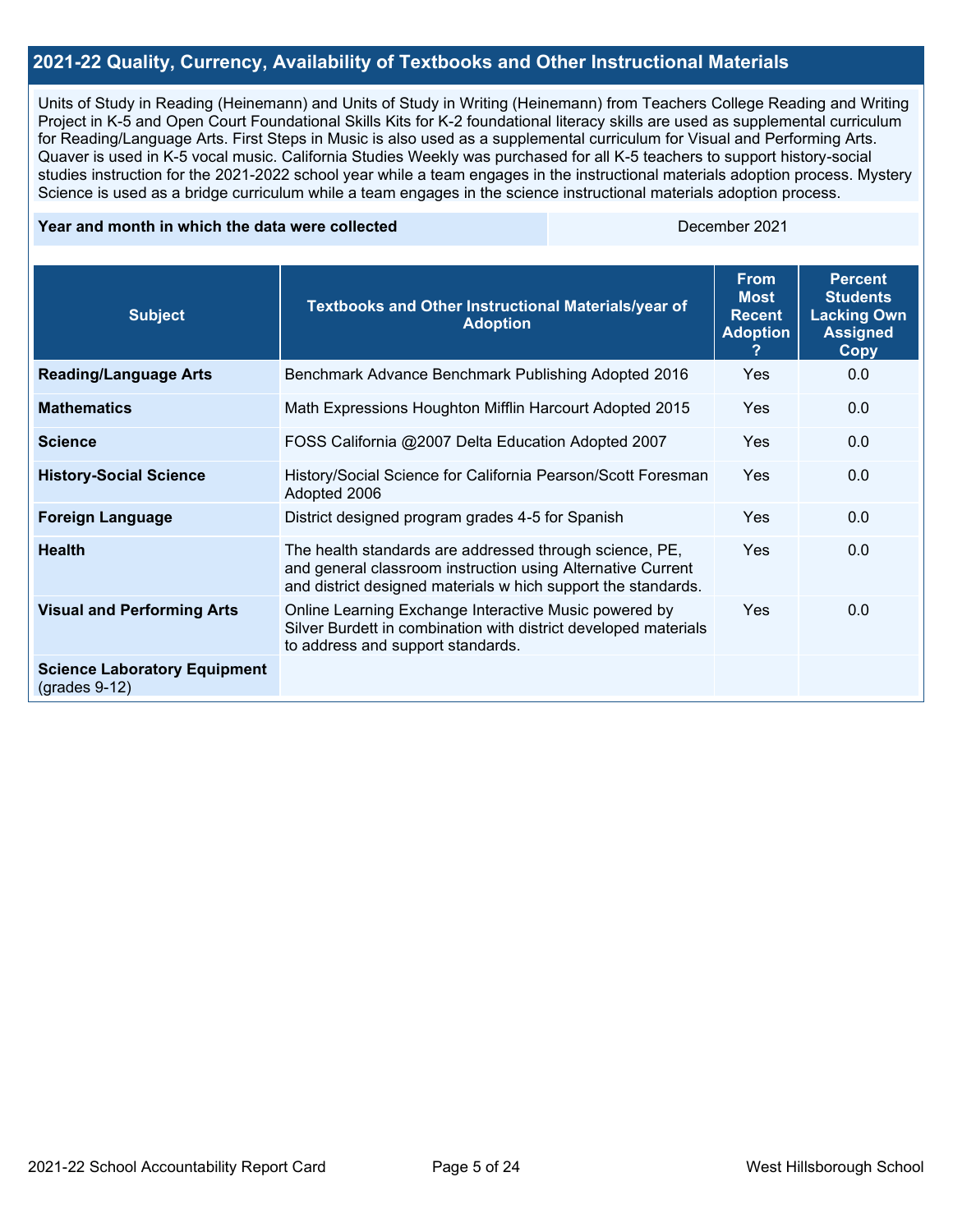## 2021-22 Quality, Currency, Availability of Textbooks and Other Instructional Materials

Units of Study in Reading (Heinemann) and Units of Study in Writing (Heinemann) from Teachers College Reading and Writing Project in K-5 and Open Court Foundational Skills Kits for K-2 foundational literacy skills are used as supplemental curriculum for Reading/Language Arts. First Steps in Music is also used as a supplemental curriculum for Visual and Performing Arts. Quaver is used in K-5 vocal music. California Studies Weekly was purchased for all K-5 teachers to support history-social studies instruction for the 2021-2022 school year while a team engages in the instructional materials adoption process. Mystery Science is used as a bridge curriculum while a team engages in the science instructional materials adoption process.

| Year and month in which the data were collected | December 2021 |
|---|---|

| Subject | Textbooks and Other Instructional Materials/year of Adoption | From Most Recent Adoption ? | Percent Students Lacking Own Assigned Copy |
|---|---|---|---|
| **Reading/Language Arts** | Benchmark Advance Benchmark Publishing Adopted 2016 | Yes | 0.0 |
| **Mathematics** | Math Expressions Houghton Mifflin Harcourt Adopted 2015 | Yes | 0.0 |
| **Science** | FOSS California @2007 Delta Education Adopted 2007 | Yes | 0.0 |
| **History-Social Science** | History/Social Science for California Pearson/Scott Foresman Adopted 2006 | Yes | 0.0 |
| **Foreign Language** | District designed program grades 4-5 for Spanish | Yes | 0.0 |
| **Health** | The health standards are addressed through science, PE, and general classroom instruction using Alternative Current and district designed materials w hich support the standards. | Yes | 0.0 |
| **Visual and Performing Arts** | Online Learning Exchange Interactive Music powered by Silver Burdett in combination with district developed materials to address and support standards. | Yes | 0.0 |
| **Science Laboratory Equipment** (grades 9-12) | | | |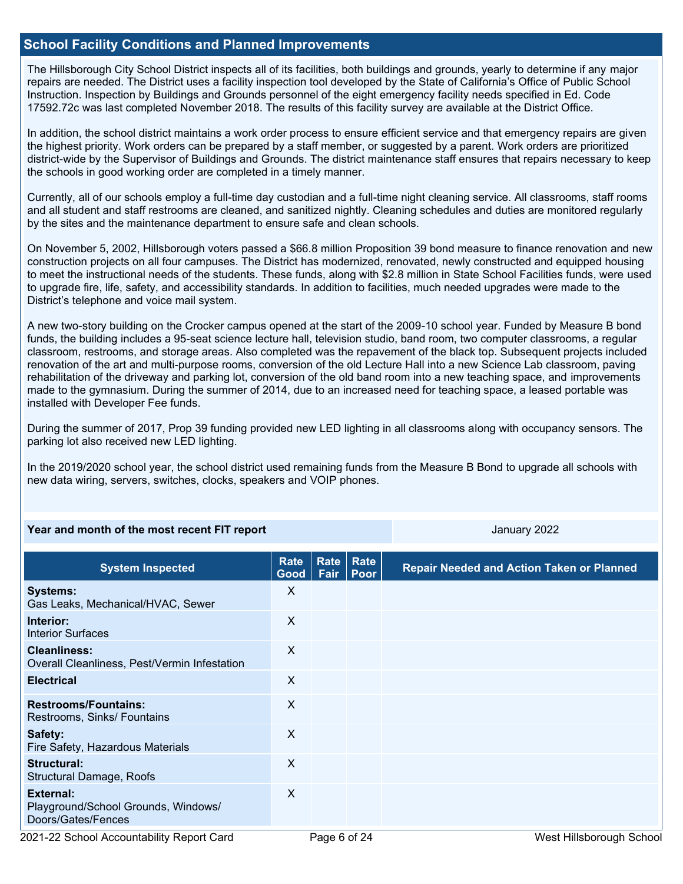## School Facility Conditions and Planned Improvements

The Hillsborough City School District inspects all of its facilities, both buildings and grounds, yearly to determine if any major repairs are needed. The District uses a facility inspection tool developed by the State of California's Office of Public School Instruction. Inspection by Buildings and Grounds personnel of the eight emergency facility needs specified in Ed. Code 17592.72c was last completed November 2018. The results of this facility survey are available at the District Office.

In addition, the school district maintains a work order process to ensure efficient service and that emergency repairs are given the highest priority. Work orders can be prepared by a staff member, or suggested by a parent. Work orders are prioritized district-wide by the Supervisor of Buildings and Grounds. The district maintenance staff ensures that repairs necessary to keep the schools in good working order are completed in a timely manner.

Currently, all of our schools employ a full-time day custodian and a full-time night cleaning service. All classrooms, staff rooms and all student and staff restrooms are cleaned, and sanitized nightly. Cleaning schedules and duties are monitored regularly by the sites and the maintenance department to ensure safe and clean schools.

On November 5, 2002, Hillsborough voters passed a $66.8 million Proposition 39 bond measure to finance renovation and new construction projects on all four campuses. The District has modernized, renovated, newly constructed and equipped housing to meet the instructional needs of the students. These funds, along with $2.8 million in State School Facilities funds, were used to upgrade fire, life, safety, and accessibility standards. In addition to facilities, much needed upgrades were made to the District's telephone and voice mail system.

A new two-story building on the Crocker campus opened at the start of the 2009-10 school year. Funded by Measure B bond funds, the building includes a 95-seat science lecture hall, television studio, band room, two computer classrooms, a regular classroom, restrooms, and storage areas. Also completed was the repavement of the black top. Subsequent projects included renovation of the art and multi-purpose rooms, conversion of the old Lecture Hall into a new Science Lab classroom, paving rehabilitation of the driveway and parking lot, conversion of the old band room into a new teaching space, and improvements made to the gymnasium. During the summer of 2014, due to an increased need for teaching space, a leased portable was installed with Developer Fee funds.

During the summer of 2017, Prop 39 funding provided new LED lighting in all classrooms along with occupancy sensors. The parking lot also received new LED lighting.

In the 2019/2020 school year, the school district used remaining funds from the Measure B Bond to upgrade all schools with new data wiring, servers, switches, clocks, speakers and VOIP phones.

| Year and month of the most recent FIT report | January 2022 |
|---|---|

| System Inspected | Rate Good | Rate Fair | Rate Poor | Repair Needed and Action Taken or Planned |
|---|---|---|---|---|
| **Systems:** Gas Leaks, Mechanical/HVAC, Sewer | X | | | |
| **Interior:** Interior Surfaces | X | | | |
| **Cleanliness:** Overall Cleanliness, Pest/Vermin Infestation | X | | | |
| **Electrical** | X | | | |
| **Restrooms/Fountains:** Restrooms, Sinks/ Fountains | X | | | |
| **Safety:** Fire Safety, Hazardous Materials | X | | | |
| **Structural:** Structural Damage, Roofs | X | | | |
| **External:** Playground/School Grounds, Windows/ Doors/Gates/Fences | X | | | |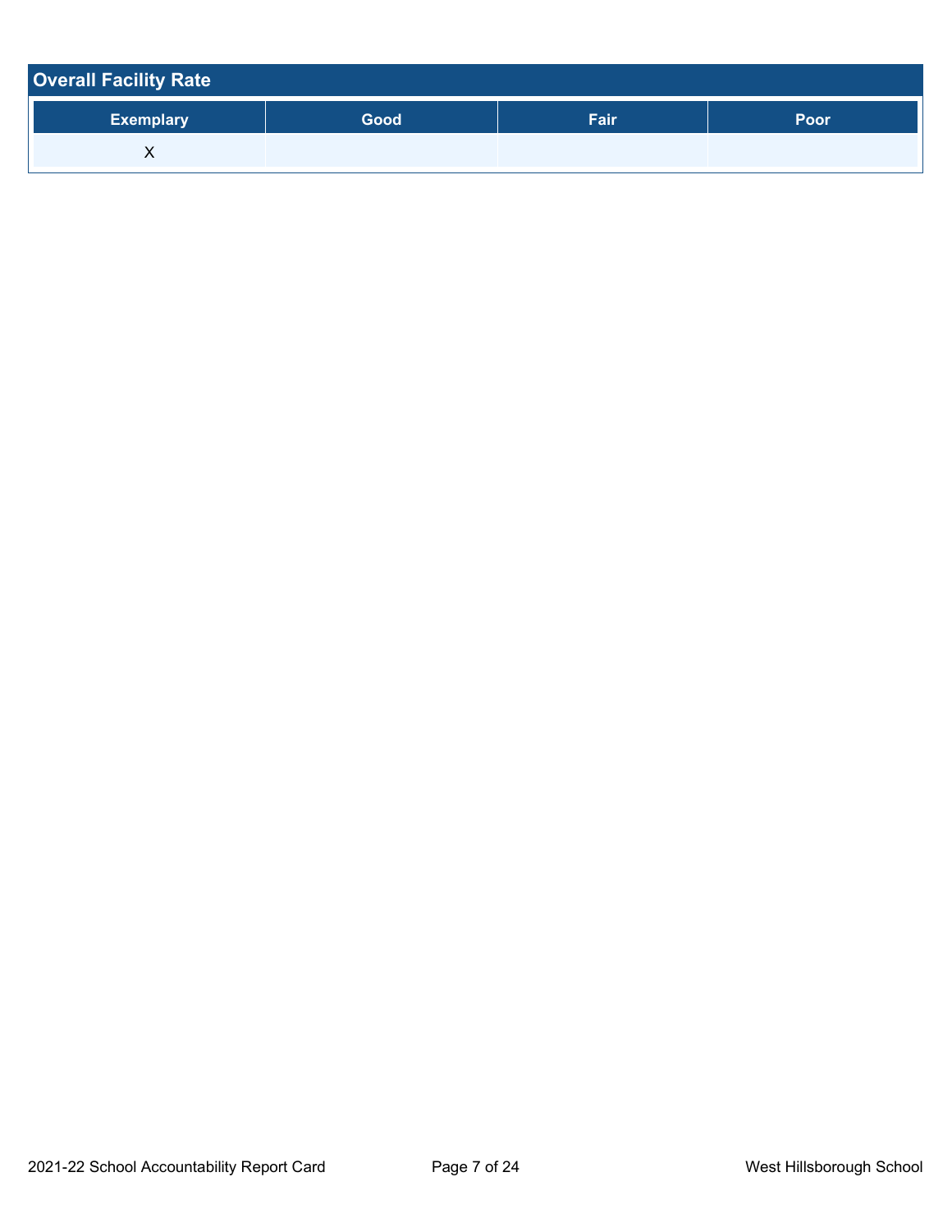## Overall Facility Rate

| Exemplary | Good | Fair | Poor |
|---|---|---|---|
| X | | | |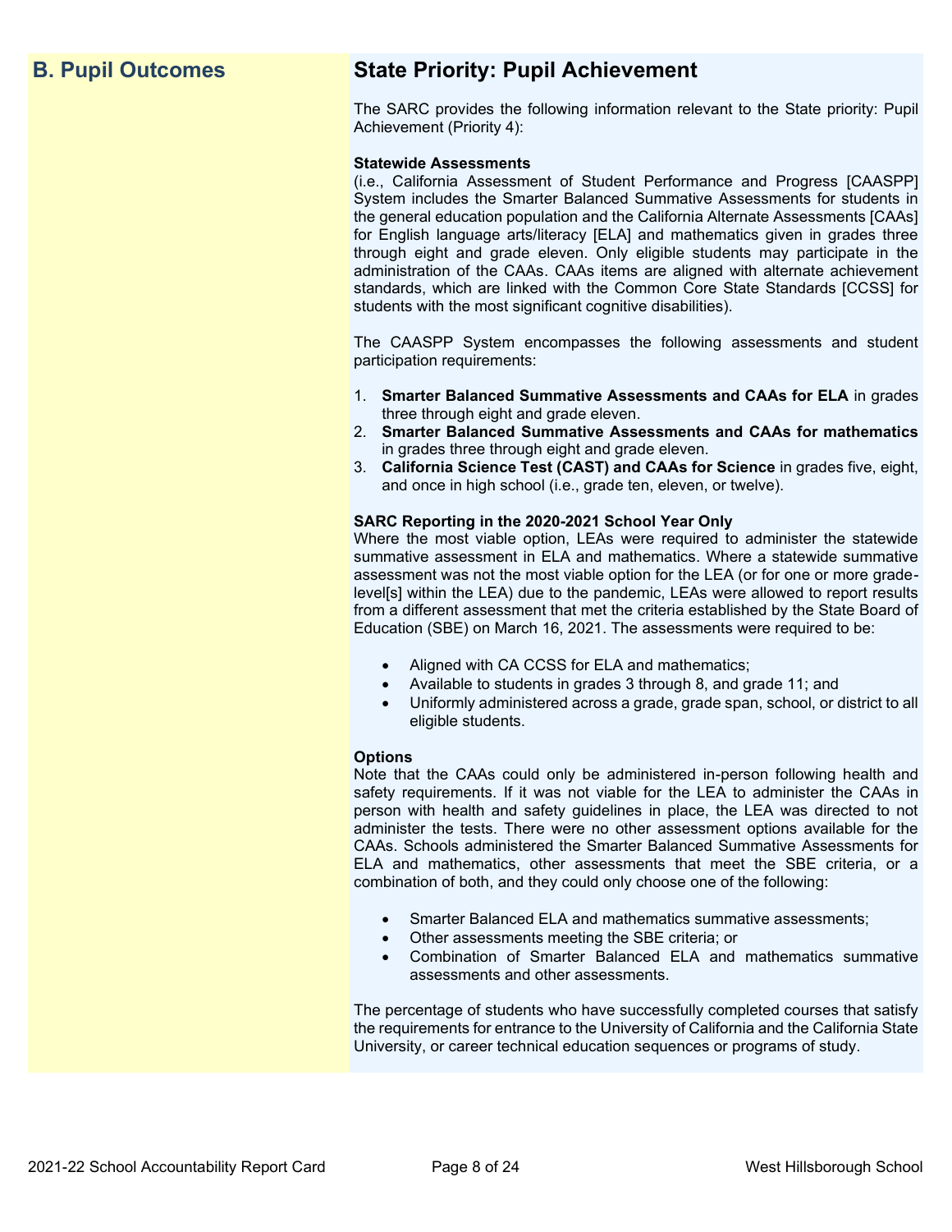## B. Pupil Outcomes

## State Priority: Pupil Achievement

The SARC provides the following information relevant to the State priority: Pupil Achievement (Priority 4):

**Statewide Assessments**
(i.e., California Assessment of Student Performance and Progress [CAASPP] System includes the Smarter Balanced Summative Assessments for students in the general education population and the California Alternate Assessments [CAAs] for English language arts/literacy [ELA] and mathematics given in grades three through eight and grade eleven. Only eligible students may participate in the administration of the CAAs. CAAs items are aligned with alternate achievement standards, which are linked with the Common Core State Standards [CCSS] for students with the most significant cognitive disabilities).

The CAASPP System encompasses the following assessments and student participation requirements:

1. **Smarter Balanced Summative Assessments and CAAs for ELA** in grades three through eight and grade eleven.
2. **Smarter Balanced Summative Assessments and CAAs for mathematics** in grades three through eight and grade eleven.
3. **California Science Test (CAST) and CAAs for Science** in grades five, eight, and once in high school (i.e., grade ten, eleven, or twelve).

**SARC Reporting in the 2020-2021 School Year Only**
Where the most viable option, LEAs were required to administer the statewide summative assessment in ELA and mathematics. Where a statewide summative assessment was not the most viable option for the LEA (or for one or more grade-level[s] within the LEA) due to the pandemic, LEAs were allowed to report results from a different assessment that met the criteria established by the State Board of Education (SBE) on March 16, 2021. The assessments were required to be:

- Aligned with CA CCSS for ELA and mathematics;
- Available to students in grades 3 through 8, and grade 11; and
- Uniformly administered across a grade, grade span, school, or district to all eligible students.

**Options**
Note that the CAAs could only be administered in-person following health and safety requirements. If it was not viable for the LEA to administer the CAAs in person with health and safety guidelines in place, the LEA was directed to not administer the tests. There were no other assessment options available for the CAAs. Schools administered the Smarter Balanced Summative Assessments for ELA and mathematics, other assessments that meet the SBE criteria, or a combination of both, and they could only choose one of the following:

- Smarter Balanced ELA and mathematics summative assessments;
- Other assessments meeting the SBE criteria; or
- Combination of Smarter Balanced ELA and mathematics summative assessments and other assessments.

The percentage of students who have successfully completed courses that satisfy the requirements for entrance to the University of California and the California State University, or career technical education sequences or programs of study.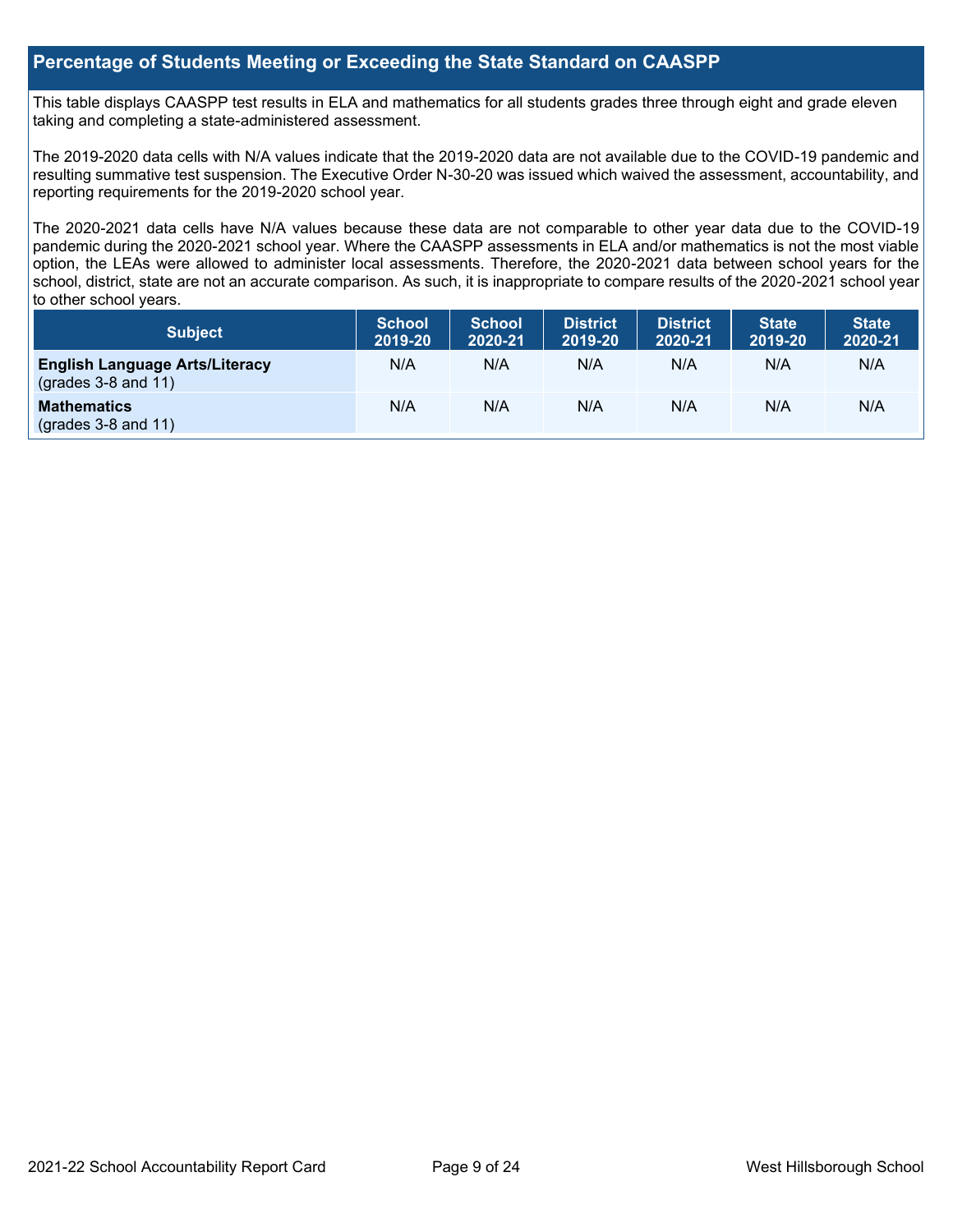## Percentage of Students Meeting or Exceeding the State Standard on CAASPP

This table displays CAASPP test results in ELA and mathematics for all students grades three through eight and grade eleven taking and completing a state-administered assessment.

The 2019-2020 data cells with N/A values indicate that the 2019-2020 data are not available due to the COVID-19 pandemic and resulting summative test suspension. The Executive Order N-30-20 was issued which waived the assessment, accountability, and reporting requirements for the 2019-2020 school year.

The 2020-2021 data cells have N/A values because these data are not comparable to other year data due to the COVID-19 pandemic during the 2020-2021 school year. Where the CAASPP assessments in ELA and/or mathematics is not the most viable option, the LEAs were allowed to administer local assessments. Therefore, the 2020-2021 data between school years for the school, district, state are not an accurate comparison. As such, it is inappropriate to compare results of the 2020-2021 school year to other school years.

| Subject | School 2019-20 | School 2020-21 | District 2019-20 | District 2020-21 | State 2019-20 | State 2020-21 |
|---|---|---|---|---|---|---|
| **English Language Arts/Literacy** (grades 3-8 and 11) | N/A | N/A | N/A | N/A | N/A | N/A |
| **Mathematics** (grades 3-8 and 11) | N/A | N/A | N/A | N/A | N/A | N/A |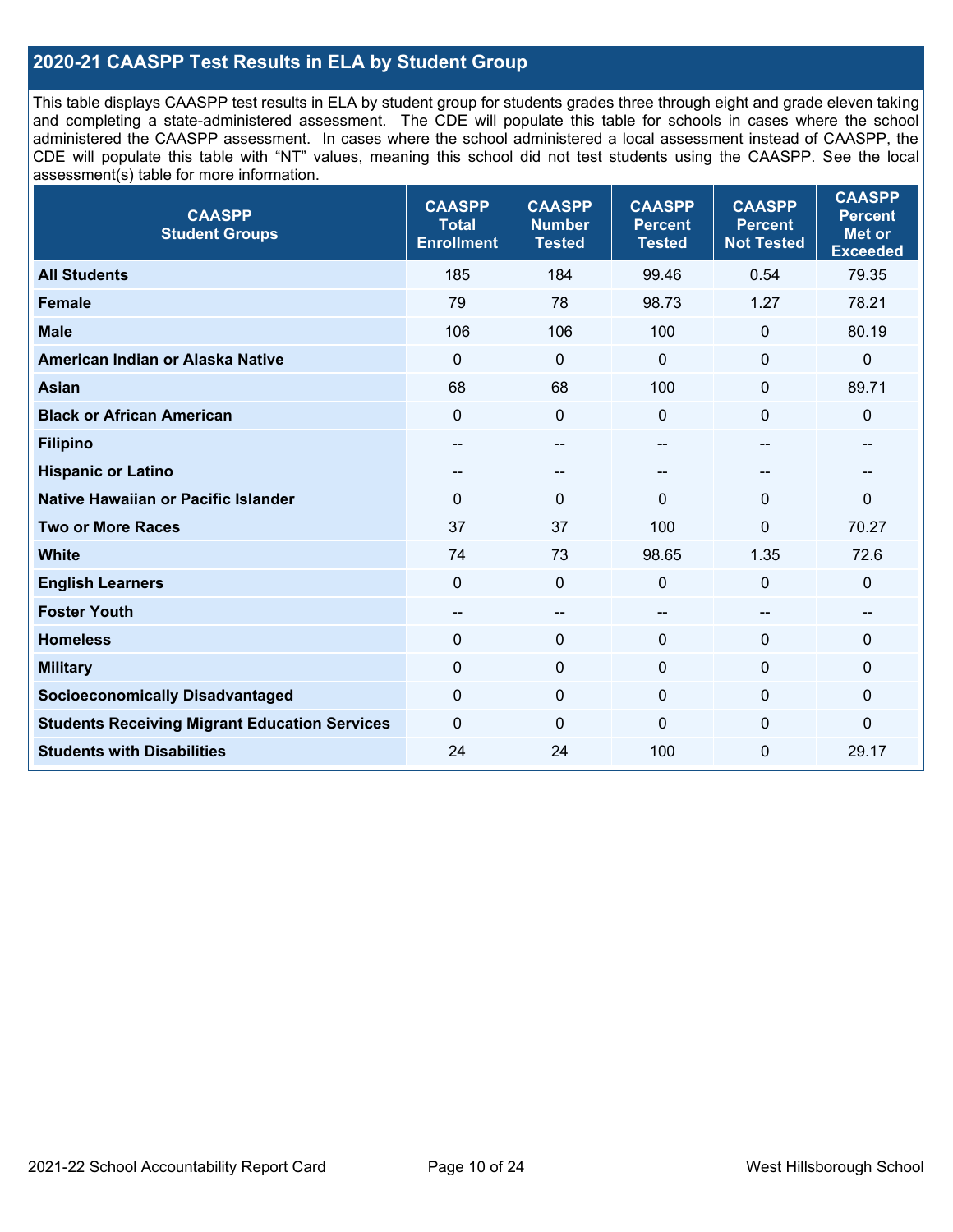## 2020-21 CAASPP Test Results in ELA by Student Group

This table displays CAASPP test results in ELA by student group for students grades three through eight and grade eleven taking and completing a state-administered assessment. The CDE will populate this table for schools in cases where the school administered the CAASPP assessment. In cases where the school administered a local assessment instead of CAASPP, the CDE will populate this table with "NT" values, meaning this school did not test students using the CAASPP. See the local assessment(s) table for more information.

| CAASPP Student Groups | CAASPP Total Enrollment | CAASPP Number Tested | CAASPP Percent Tested | CAASPP Percent Not Tested | CAASPP Percent Met or Exceeded |
|---|---|---|---|---|---|
| **All Students** | 185 | 184 | 99.46 | 0.54 | 79.35 |
| **Female** | 79 | 78 | 98.73 | 1.27 | 78.21 |
| **Male** | 106 | 106 | 100 | 0 | 80.19 |
| **American Indian or Alaska Native** | 0 | 0 | 0 | 0 | 0 |
| **Asian** | 68 | 68 | 100 | 0 | 89.71 |
| **Black or African American** | 0 | 0 | 0 | 0 | 0 |
| **Filipino** | -- | -- | -- | -- | -- |
| **Hispanic or Latino** | -- | -- | -- | -- | -- |
| **Native Hawaiian or Pacific Islander** | 0 | 0 | 0 | 0 | 0 |
| **Two or More Races** | 37 | 37 | 100 | 0 | 70.27 |
| **White** | 74 | 73 | 98.65 | 1.35 | 72.6 |
| **English Learners** | 0 | 0 | 0 | 0 | 0 |
| **Foster Youth** | -- | -- | -- | -- | -- |
| **Homeless** | 0 | 0 | 0 | 0 | 0 |
| **Military** | 0 | 0 | 0 | 0 | 0 |
| **Socioeconomically Disadvantaged** | 0 | 0 | 0 | 0 | 0 |
| **Students Receiving Migrant Education Services** | 0 | 0 | 0 | 0 | 0 |
| **Students with Disabilities** | 24 | 24 | 100 | 0 | 29.17 |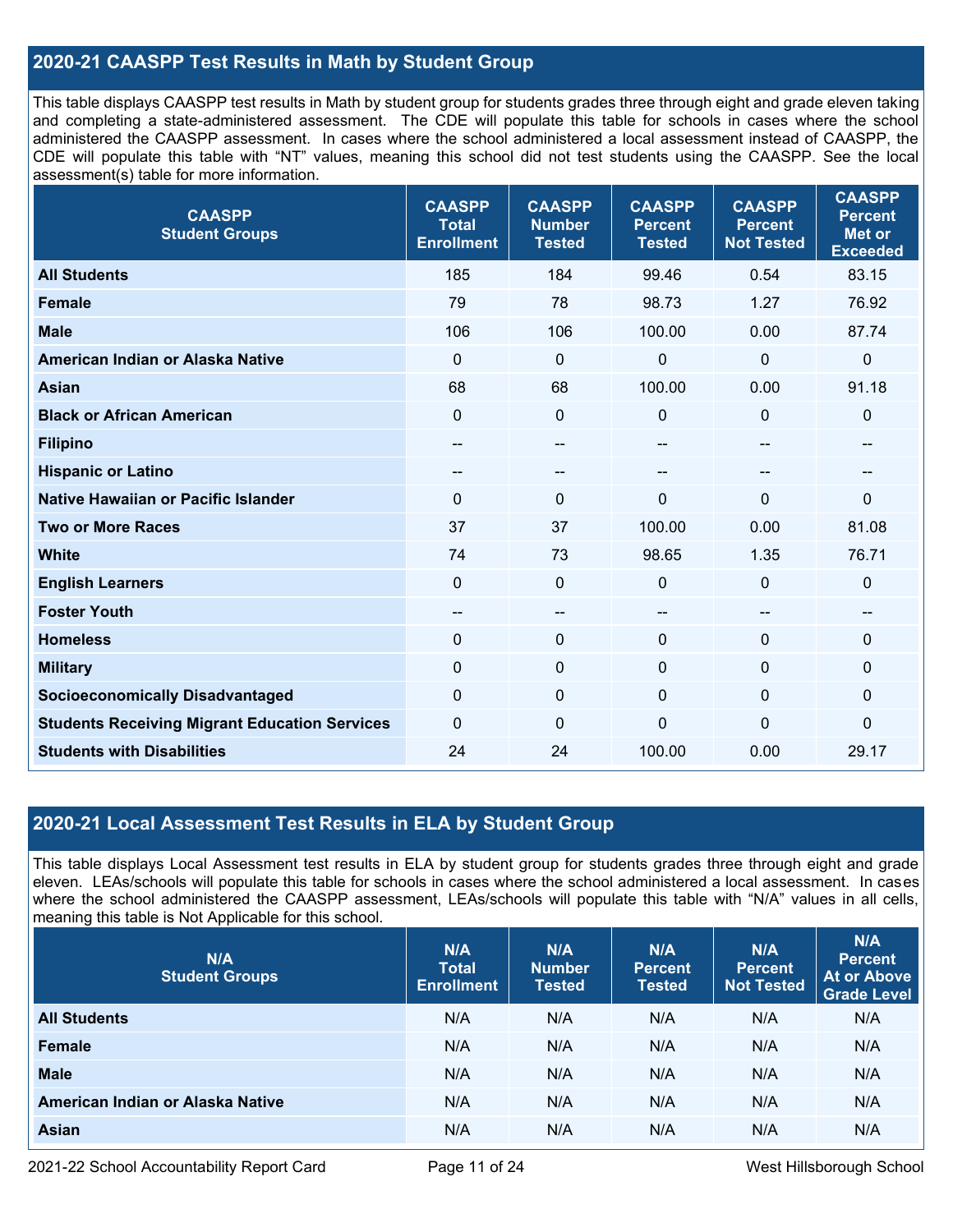## 2020-21 CAASPP Test Results in Math by Student Group

This table displays CAASPP test results in Math by student group for students grades three through eight and grade eleven taking and completing a state-administered assessment. The CDE will populate this table for schools in cases where the school administered the CAASPP assessment. In cases where the school administered a local assessment instead of CAASPP, the CDE will populate this table with "NT" values, meaning this school did not test students using the CAASPP. See the local assessment(s) table for more information.

| CAASPP Student Groups | CAASPP Total Enrollment | CAASPP Number Tested | CAASPP Percent Tested | CAASPP Percent Not Tested | CAASPP Percent Met or Exceeded |
|---|---|---|---|---|---|
| **All Students** | 185 | 184 | 99.46 | 0.54 | 83.15 |
| **Female** | 79 | 78 | 98.73 | 1.27 | 76.92 |
| **Male** | 106 | 106 | 100.00 | 0.00 | 87.74 |
| **American Indian or Alaska Native** | 0 | 0 | 0 | 0 | 0 |
| **Asian** | 68 | 68 | 100.00 | 0.00 | 91.18 |
| **Black or African American** | 0 | 0 | 0 | 0 | 0 |
| **Filipino** | -- | -- | -- | -- | -- |
| **Hispanic or Latino** | -- | -- | -- | -- | -- |
| **Native Hawaiian or Pacific Islander** | 0 | 0 | 0 | 0 | 0 |
| **Two or More Races** | 37 | 37 | 100.00 | 0.00 | 81.08 |
| **White** | 74 | 73 | 98.65 | 1.35 | 76.71 |
| **English Learners** | 0 | 0 | 0 | 0 | 0 |
| **Foster Youth** | -- | -- | -- | -- | -- |
| **Homeless** | 0 | 0 | 0 | 0 | 0 |
| **Military** | 0 | 0 | 0 | 0 | 0 |
| **Socioeconomically Disadvantaged** | 0 | 0 | 0 | 0 | 0 |
| **Students Receiving Migrant Education Services** | 0 | 0 | 0 | 0 | 0 |
| **Students with Disabilities** | 24 | 24 | 100.00 | 0.00 | 29.17 |

## 2020-21 Local Assessment Test Results in ELA by Student Group

This table displays Local Assessment test results in ELA by student group for students grades three through eight and grade eleven. LEAs/schools will populate this table for schools in cases where the school administered a local assessment. In cases where the school administered the CAASPP assessment, LEAs/schools will populate this table with "N/A" values in all cells, meaning this table is Not Applicable for this school.

| N/A Student Groups | N/A Total Enrollment | N/A Number Tested | N/A Percent Tested | N/A Percent Not Tested | N/A Percent At or Above Grade Level |
|---|---|---|---|---|---|
| **All Students** | N/A | N/A | N/A | N/A | N/A |
| **Female** | N/A | N/A | N/A | N/A | N/A |
| **Male** | N/A | N/A | N/A | N/A | N/A |
| **American Indian or Alaska Native** | N/A | N/A | N/A | N/A | N/A |
| **Asian** | N/A | N/A | N/A | N/A | N/A |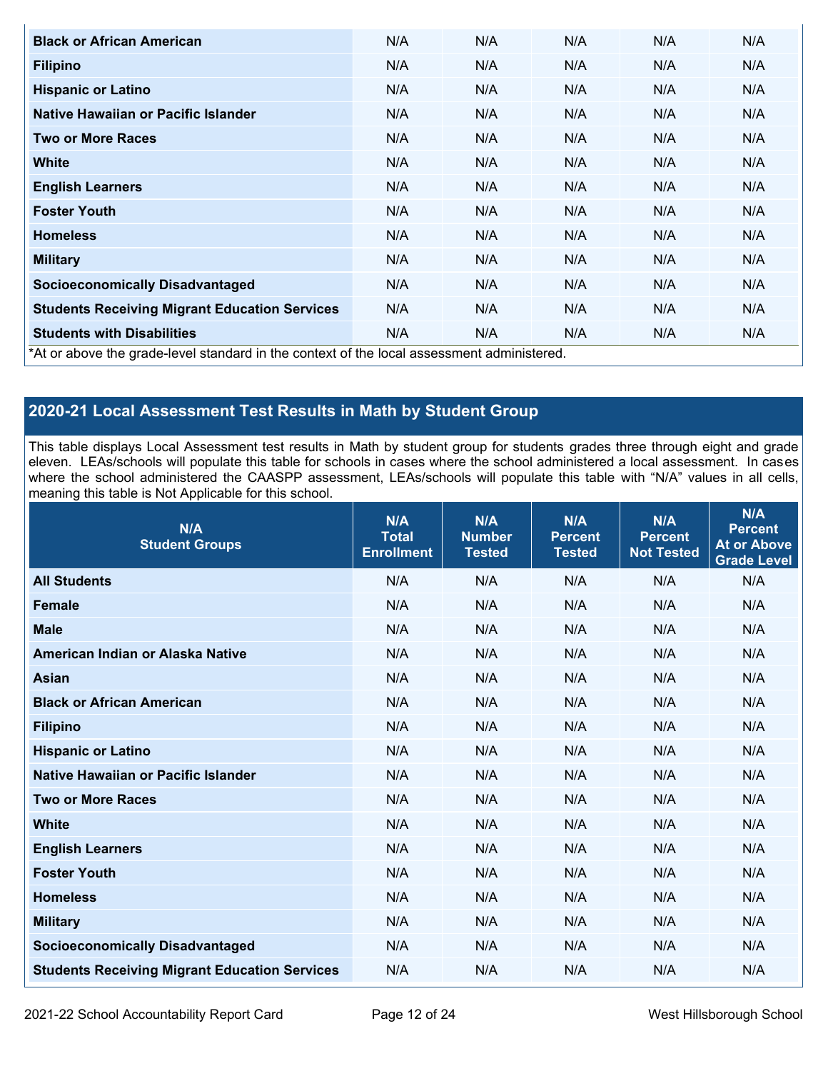| | | | | | |
|---|---|---|---|---|---|
| **Black or African American** | N/A | N/A | N/A | N/A | N/A |
| **Filipino** | N/A | N/A | N/A | N/A | N/A |
| **Hispanic or Latino** | N/A | N/A | N/A | N/A | N/A |
| **Native Hawaiian or Pacific Islander** | N/A | N/A | N/A | N/A | N/A |
| **Two or More Races** | N/A | N/A | N/A | N/A | N/A |
| **White** | N/A | N/A | N/A | N/A | N/A |
| **English Learners** | N/A | N/A | N/A | N/A | N/A |
| **Foster Youth** | N/A | N/A | N/A | N/A | N/A |
| **Homeless** | N/A | N/A | N/A | N/A | N/A |
| **Military** | N/A | N/A | N/A | N/A | N/A |
| **Socioeconomically Disadvantaged** | N/A | N/A | N/A | N/A | N/A |
| **Students Receiving Migrant Education Services** | N/A | N/A | N/A | N/A | N/A |
| **Students with Disabilities** | N/A | N/A | N/A | N/A | N/A |

*At or above the grade-level standard in the context of the local assessment administered.

## 2020-21 Local Assessment Test Results in Math by Student Group

This table displays Local Assessment test results in Math by student group for students grades three through eight and grade eleven. LEAs/schools will populate this table for schools in cases where the school administered a local assessment. In cases where the school administered the CAASPP assessment, LEAs/schools will populate this table with "N/A" values in all cells, meaning this table is Not Applicable for this school.

| N/A Student Groups | N/A Total Enrollment | N/A Number Tested | N/A Percent Tested | N/A Percent Not Tested | N/A Percent At or Above Grade Level |
|---|---|---|---|---|---|
| **All Students** | N/A | N/A | N/A | N/A | N/A |
| **Female** | N/A | N/A | N/A | N/A | N/A |
| **Male** | N/A | N/A | N/A | N/A | N/A |
| **American Indian or Alaska Native** | N/A | N/A | N/A | N/A | N/A |
| **Asian** | N/A | N/A | N/A | N/A | N/A |
| **Black or African American** | N/A | N/A | N/A | N/A | N/A |
| **Filipino** | N/A | N/A | N/A | N/A | N/A |
| **Hispanic or Latino** | N/A | N/A | N/A | N/A | N/A |
| **Native Hawaiian or Pacific Islander** | N/A | N/A | N/A | N/A | N/A |
| **Two or More Races** | N/A | N/A | N/A | N/A | N/A |
| **White** | N/A | N/A | N/A | N/A | N/A |
| **English Learners** | N/A | N/A | N/A | N/A | N/A |
| **Foster Youth** | N/A | N/A | N/A | N/A | N/A |
| **Homeless** | N/A | N/A | N/A | N/A | N/A |
| **Military** | N/A | N/A | N/A | N/A | N/A |
| **Socioeconomically Disadvantaged** | N/A | N/A | N/A | N/A | N/A |
| **Students Receiving Migrant Education Services** | N/A | N/A | N/A | N/A | N/A |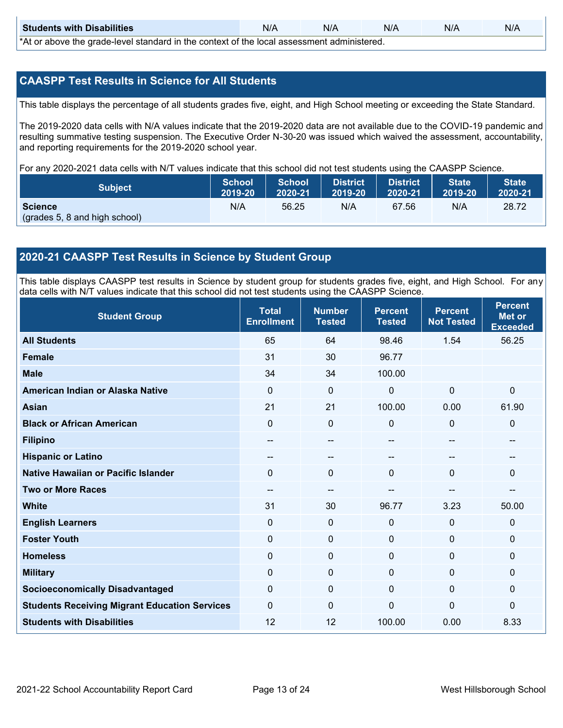| Students with Disabilities | N/A | N/A | N/A | N/A | N/A |
|---|---|---|---|---|---|

*At or above the grade-level standard in the context of the local assessment administered.

## CAASPP Test Results in Science for All Students

This table displays the percentage of all students grades five, eight, and High School meeting or exceeding the State Standard.

The 2019-2020 data cells with N/A values indicate that the 2019-2020 data are not available due to the COVID-19 pandemic and resulting summative testing suspension. The Executive Order N-30-20 was issued which waived the assessment, accountability, and reporting requirements for the 2019-2020 school year.

For any 2020-2021 data cells with N/T values indicate that this school did not test students using the CAASPP Science.

| Subject | School 2019-20 | School 2020-21 | District 2019-20 | District 2020-21 | State 2019-20 | State 2020-21 |
|---|---|---|---|---|---|---|
| **Science** (grades 5, 8 and high school) | N/A | 56.25 | N/A | 67.56 | N/A | 28.72 |

## 2020-21 CAASPP Test Results in Science by Student Group

This table displays CAASPP test results in Science by student group for students grades five, eight, and High School. For any data cells with N/T values indicate that this school did not test students using the CAASPP Science.

| Student Group | Total Enrollment | Number Tested | Percent Tested | Percent Not Tested | Percent Met or Exceeded |
|---|---|---|---|---|---|
| **All Students** | 65 | 64 | 98.46 | 1.54 | 56.25 |
| **Female** | 31 | 30 | 96.77 | | |
| **Male** | 34 | 34 | 100.00 | | |
| **American Indian or Alaska Native** | 0 | 0 | 0 | 0 | 0 |
| **Asian** | 21 | 21 | 100.00 | 0.00 | 61.90 |
| **Black or African American** | 0 | 0 | 0 | 0 | 0 |
| **Filipino** | -- | -- | -- | -- | -- |
| **Hispanic or Latino** | -- | -- | -- | -- | -- |
| **Native Hawaiian or Pacific Islander** | 0 | 0 | 0 | 0 | 0 |
| **Two or More Races** | -- | -- | -- | -- | -- |
| **White** | 31 | 30 | 96.77 | 3.23 | 50.00 |
| **English Learners** | 0 | 0 | 0 | 0 | 0 |
| **Foster Youth** | 0 | 0 | 0 | 0 | 0 |
| **Homeless** | 0 | 0 | 0 | 0 | 0 |
| **Military** | 0 | 0 | 0 | 0 | 0 |
| **Socioeconomically Disadvantaged** | 0 | 0 | 0 | 0 | 0 |
| **Students Receiving Migrant Education Services** | 0 | 0 | 0 | 0 | 0 |
| **Students with Disabilities** | 12 | 12 | 100.00 | 0.00 | 8.33 |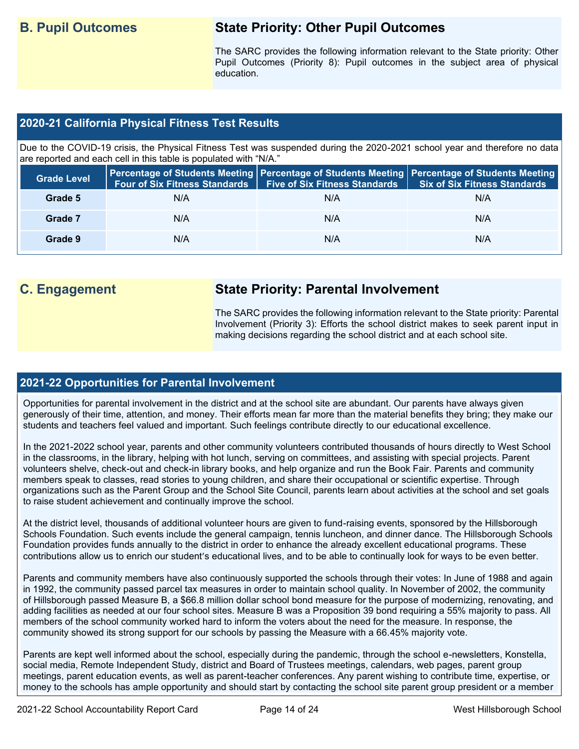## B. Pupil Outcomes

### State Priority: Other Pupil Outcomes

The SARC provides the following information relevant to the State priority: Other Pupil Outcomes (Priority 8): Pupil outcomes in the subject area of physical education.

### 2020-21 California Physical Fitness Test Results

Due to the COVID-19 crisis, the Physical Fitness Test was suspended during the 2020-2021 school year and therefore no data are reported and each cell in this table is populated with "N/A."

| Grade Level | Percentage of Students Meeting Four of Six Fitness Standards | Percentage of Students Meeting Five of Six Fitness Standards | Percentage of Students Meeting Six of Six Fitness Standards |
|---|---|---|---|
| Grade 5 | N/A | N/A | N/A |
| Grade 7 | N/A | N/A | N/A |
| Grade 9 | N/A | N/A | N/A |

## C. Engagement

### State Priority: Parental Involvement

The SARC provides the following information relevant to the State priority: Parental Involvement (Priority 3): Efforts the school district makes to seek parent input in making decisions regarding the school district and at each school site.

### 2021-22 Opportunities for Parental Involvement

Opportunities for parental involvement in the district and at the school site are abundant. Our parents have always given generously of their time, attention, and money. Their efforts mean far more than the material benefits they bring; they make our students and teachers feel valued and important. Such feelings contribute directly to our educational excellence.

In the 2021-2022 school year, parents and other community volunteers contributed thousands of hours directly to West School in the classrooms, in the library, helping with hot lunch, serving on committees, and assisting with special projects. Parent volunteers shelve, check-out and check-in library books, and help organize and run the Book Fair. Parents and community members speak to classes, read stories to young children, and share their occupational or scientific expertise. Through organizations such as the Parent Group and the School Site Council, parents learn about activities at the school and set goals to raise student achievement and continually improve the school.

At the district level, thousands of additional volunteer hours are given to fund-raising events, sponsored by the Hillsborough Schools Foundation. Such events include the general campaign, tennis luncheon, and dinner dance. The Hillsborough Schools Foundation provides funds annually to the district in order to enhance the already excellent educational programs. These contributions allow us to enrich our student's educational lives, and to be able to continually look for ways to be even better.

Parents and community members have also continuously supported the schools through their votes: In June of 1988 and again in 1992, the community passed parcel tax measures in order to maintain school quality. In November of 2002, the community of Hillsborough passed Measure B, a $66.8 million dollar school bond measure for the purpose of modernizing, renovating, and adding facilities as needed at our four school sites. Measure B was a Proposition 39 bond requiring a 55% majority to pass. All members of the school community worked hard to inform the voters about the need for the measure. In response, the community showed its strong support for our schools by passing the Measure with a 66.45% majority vote.

Parents are kept well informed about the school, especially during the pandemic, through the school e-newsletters, Konstella, social media, Remote Independent Study, district and Board of Trustees meetings, calendars, web pages, parent group meetings, parent education events, as well as parent-teacher conferences. Any parent wishing to contribute time, expertise, or money to the schools has ample opportunity and should start by contacting the school site parent group president or a member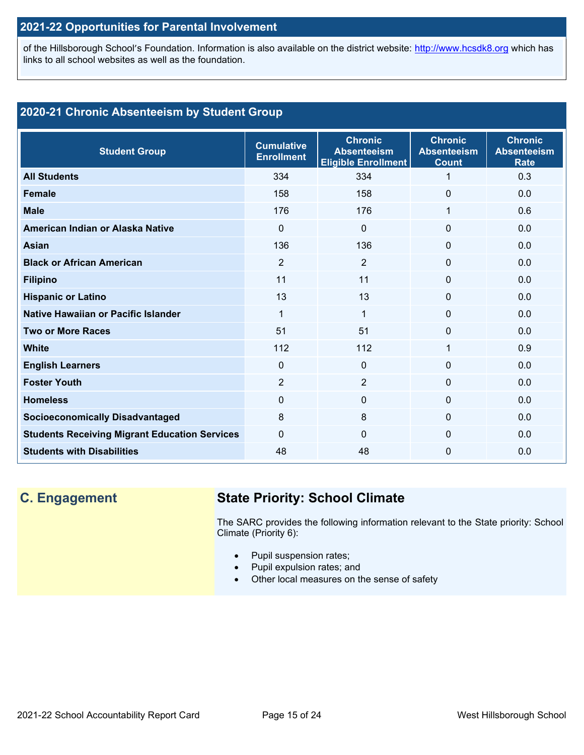## 2021-22 Opportunities for Parental Involvement

of the Hillsborough School's Foundation. Information is also available on the district website: http://www.hcsdk8.org which has links to all school websites as well as the foundation.

## 2020-21 Chronic Absenteeism by Student Group

| Student Group | Cumulative Enrollment | Chronic Absenteeism Eligible Enrollment | Chronic Absenteeism Count | Chronic Absenteeism Rate |
|---|---|---|---|---|
| **All Students** | 334 | 334 | 1 | 0.3 |
| **Female** | 158 | 158 | 0 | 0.0 |
| **Male** | 176 | 176 | 1 | 0.6 |
| **American Indian or Alaska Native** | 0 | 0 | 0 | 0.0 |
| **Asian** | 136 | 136 | 0 | 0.0 |
| **Black or African American** | 2 | 2 | 0 | 0.0 |
| **Filipino** | 11 | 11 | 0 | 0.0 |
| **Hispanic or Latino** | 13 | 13 | 0 | 0.0 |
| **Native Hawaiian or Pacific Islander** | 1 | 1 | 0 | 0.0 |
| **Two or More Races** | 51 | 51 | 0 | 0.0 |
| **White** | 112 | 112 | 1 | 0.9 |
| **English Learners** | 0 | 0 | 0 | 0.0 |
| **Foster Youth** | 2 | 2 | 0 | 0.0 |
| **Homeless** | 0 | 0 | 0 | 0.0 |
| **Socioeconomically Disadvantaged** | 8 | 8 | 0 | 0.0 |
| **Students Receiving Migrant Education Services** | 0 | 0 | 0 | 0.0 |
| **Students with Disabilities** | 48 | 48 | 0 | 0.0 |

## C. Engagement

### State Priority: School Climate

The SARC provides the following information relevant to the State priority: School Climate (Priority 6):

- Pupil suspension rates;
- Pupil expulsion rates; and
- Other local measures on the sense of safety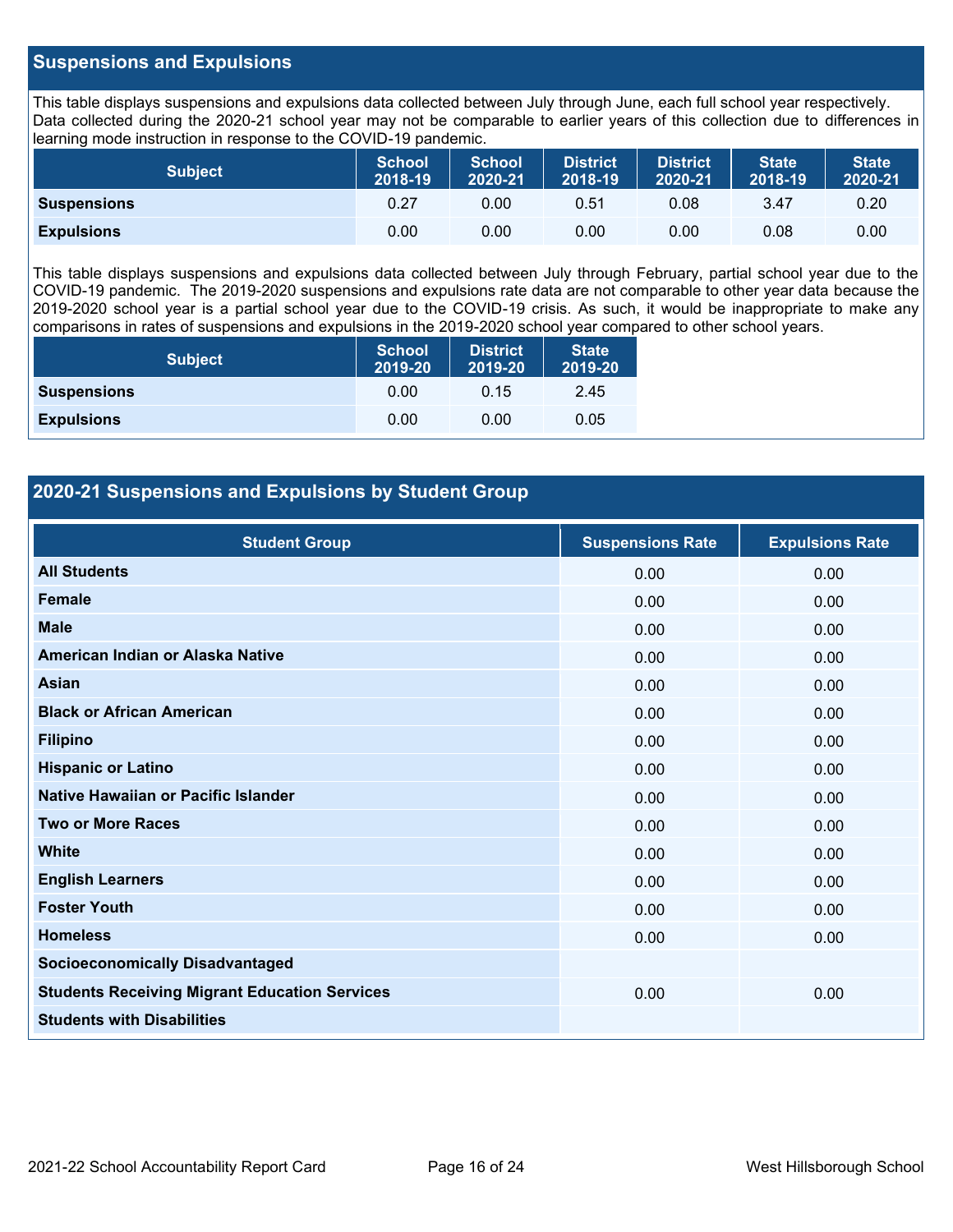## Suspensions and Expulsions

This table displays suspensions and expulsions data collected between July through June, each full school year respectively. Data collected during the 2020-21 school year may not be comparable to earlier years of this collection due to differences in learning mode instruction in response to the COVID-19 pandemic.

| Subject | School 2018-19 | School 2020-21 | District 2018-19 | District 2020-21 | State 2018-19 | State 2020-21 |
|---|---|---|---|---|---|---|
| **Suspensions** | 0.27 | 0.00 | 0.51 | 0.08 | 3.47 | 0.20 |
| **Expulsions** | 0.00 | 0.00 | 0.00 | 0.00 | 0.08 | 0.00 |

This table displays suspensions and expulsions data collected between July through February, partial school year due to the COVID-19 pandemic. The 2019-2020 suspensions and expulsions rate data are not comparable to other year data because the 2019-2020 school year is a partial school year due to the COVID-19 crisis. As such, it would be inappropriate to make any comparisons in rates of suspensions and expulsions in the 2019-2020 school year compared to other school years.

| Subject | School 2019-20 | District 2019-20 | State 2019-20 |
|---|---|---|---|
| **Suspensions** | 0.00 | 0.15 | 2.45 |
| **Expulsions** | 0.00 | 0.00 | 0.05 |

## 2020-21 Suspensions and Expulsions by Student Group

| Student Group | Suspensions Rate | Expulsions Rate |
|---|---|---|
| **All Students** | 0.00 | 0.00 |
| **Female** | 0.00 | 0.00 |
| **Male** | 0.00 | 0.00 |
| **American Indian or Alaska Native** | 0.00 | 0.00 |
| **Asian** | 0.00 | 0.00 |
| **Black or African American** | 0.00 | 0.00 |
| **Filipino** | 0.00 | 0.00 |
| **Hispanic or Latino** | 0.00 | 0.00 |
| **Native Hawaiian or Pacific Islander** | 0.00 | 0.00 |
| **Two or More Races** | 0.00 | 0.00 |
| **White** | 0.00 | 0.00 |
| **English Learners** | 0.00 | 0.00 |
| **Foster Youth** | 0.00 | 0.00 |
| **Homeless** | 0.00 | 0.00 |
| **Socioeconomically Disadvantaged** | | |
| **Students Receiving Migrant Education Services** | 0.00 | 0.00 |
| **Students with Disabilities** | | |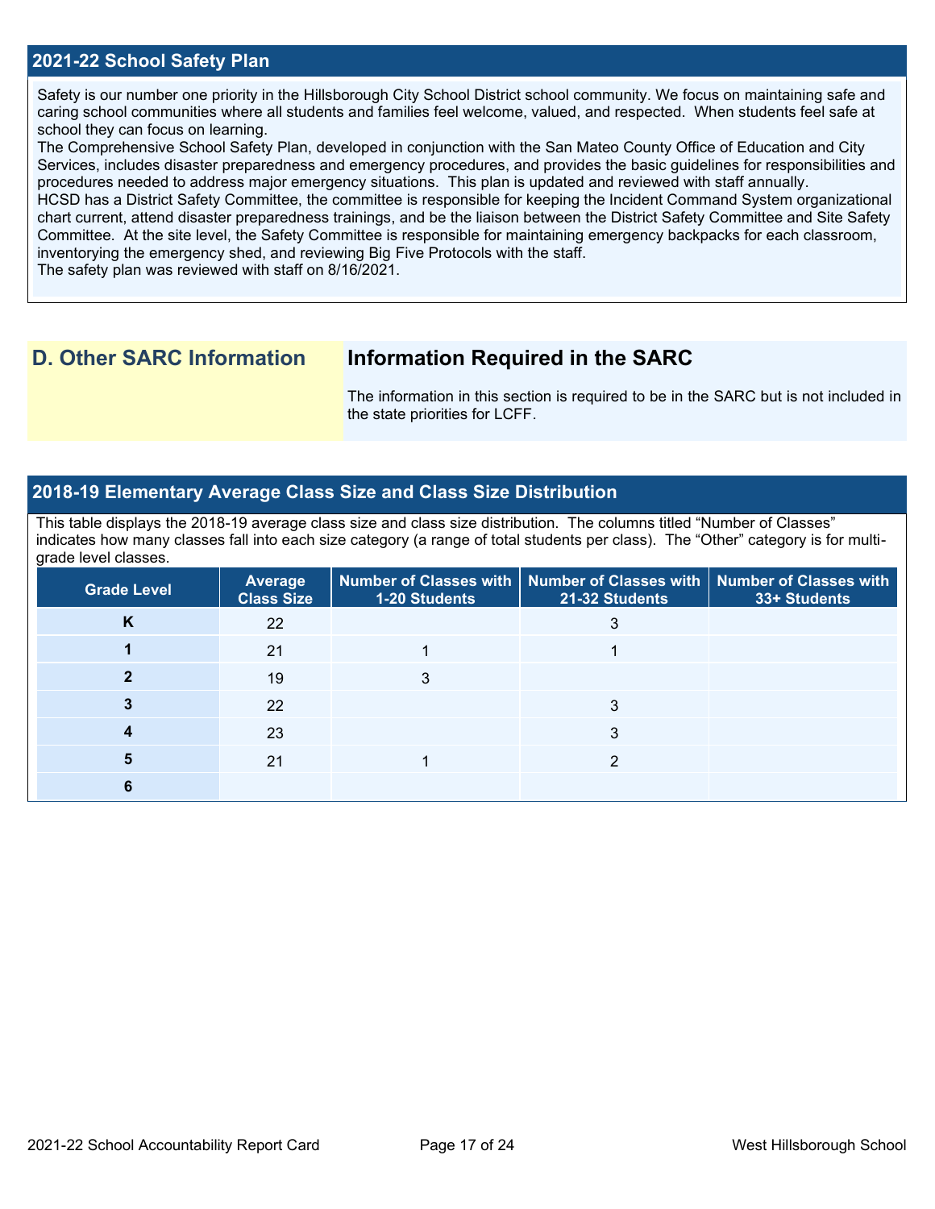## 2021-22 School Safety Plan

Safety is our number one priority in the Hillsborough City School District school community. We focus on maintaining safe and caring school communities where all students and families feel welcome, valued, and respected. When students feel safe at school they can focus on learning.

The Comprehensive School Safety Plan, developed in conjunction with the San Mateo County Office of Education and City Services, includes disaster preparedness and emergency procedures, and provides the basic guidelines for responsibilities and procedures needed to address major emergency situations. This plan is updated and reviewed with staff annually.

HCSD has a District Safety Committee, the committee is responsible for keeping the Incident Command System organizational chart current, attend disaster preparedness trainings, and be the liaison between the District Safety Committee and Site Safety Committee. At the site level, the Safety Committee is responsible for maintaining emergency backpacks for each classroom, inventorying the emergency shed, and reviewing Big Five Protocols with the staff.

The safety plan was reviewed with staff on 8/16/2021.

# D. Other SARC Information

## Information Required in the SARC

The information in this section is required to be in the SARC but is not included in the state priorities for LCFF.

## 2018-19 Elementary Average Class Size and Class Size Distribution

This table displays the 2018-19 average class size and class size distribution. The columns titled "Number of Classes" indicates how many classes fall into each size category (a range of total students per class). The "Other" category is for multi-grade level classes.

| Grade Level | Average Class Size | Number of Classes with 1-20 Students | Number of Classes with 21-32 Students | Number of Classes with 33+ Students |
|---|---|---|---|---|
| K | 22 | | 3 | |
| 1 | 21 | 1 | 1 | |
| 2 | 19 | 3 | | |
| 3 | 22 | | 3 | |
| 4 | 23 | | 3 | |
| 5 | 21 | 1 | 2 | |
| 6 | | | | |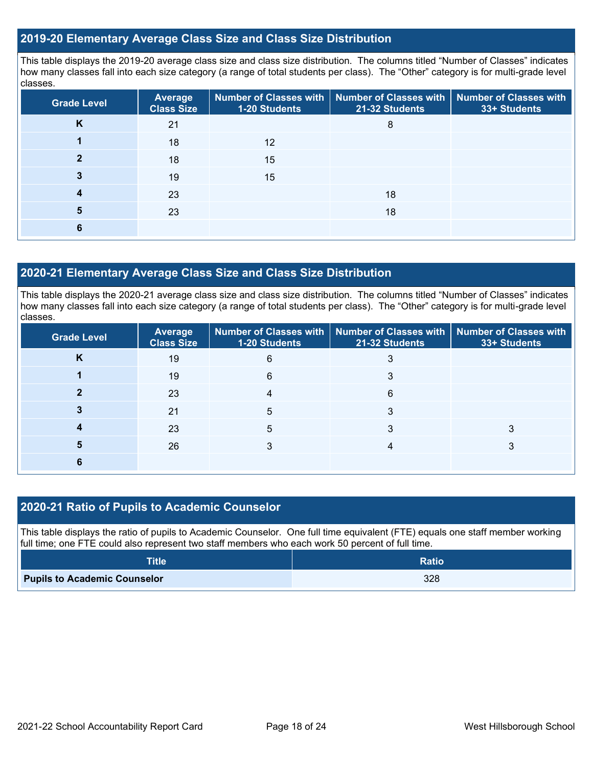## 2019-20 Elementary Average Class Size and Class Size Distribution

This table displays the 2019-20 average class size and class size distribution. The columns titled "Number of Classes" indicates how many classes fall into each size category (a range of total students per class). The "Other" category is for multi-grade level classes.

| Grade Level | Average Class Size | Number of Classes with 1-20 Students | Number of Classes with 21-32 Students | Number of Classes with 33+ Students |
|---|---|---|---|---|
| K | 21 | | 8 | |
| 1 | 18 | 12 | | |
| 2 | 18 | 15 | | |
| 3 | 19 | 15 | | |
| 4 | 23 | | 18 | |
| 5 | 23 | | 18 | |
| 6 | | | | |

## 2020-21 Elementary Average Class Size and Class Size Distribution

This table displays the 2020-21 average class size and class size distribution. The columns titled "Number of Classes" indicates how many classes fall into each size category (a range of total students per class). The "Other" category is for multi-grade level classes.

| Grade Level | Average Class Size | Number of Classes with 1-20 Students | Number of Classes with 21-32 Students | Number of Classes with 33+ Students |
|---|---|---|---|---|
| K | 19 | 6 | 3 | |
| 1 | 19 | 6 | 3 | |
| 2 | 23 | 4 | 6 | |
| 3 | 21 | 5 | 3 | |
| 4 | 23 | 5 | 3 | 3 |
| 5 | 26 | 3 | 4 | 3 |
| 6 | | | | |

## 2020-21 Ratio of Pupils to Academic Counselor

This table displays the ratio of pupils to Academic Counselor. One full time equivalent (FTE) equals one staff member working full time; one FTE could also represent two staff members who each work 50 percent of full time.

| Title | Ratio |
|---|---|
| **Pupils to Academic Counselor** | 328 |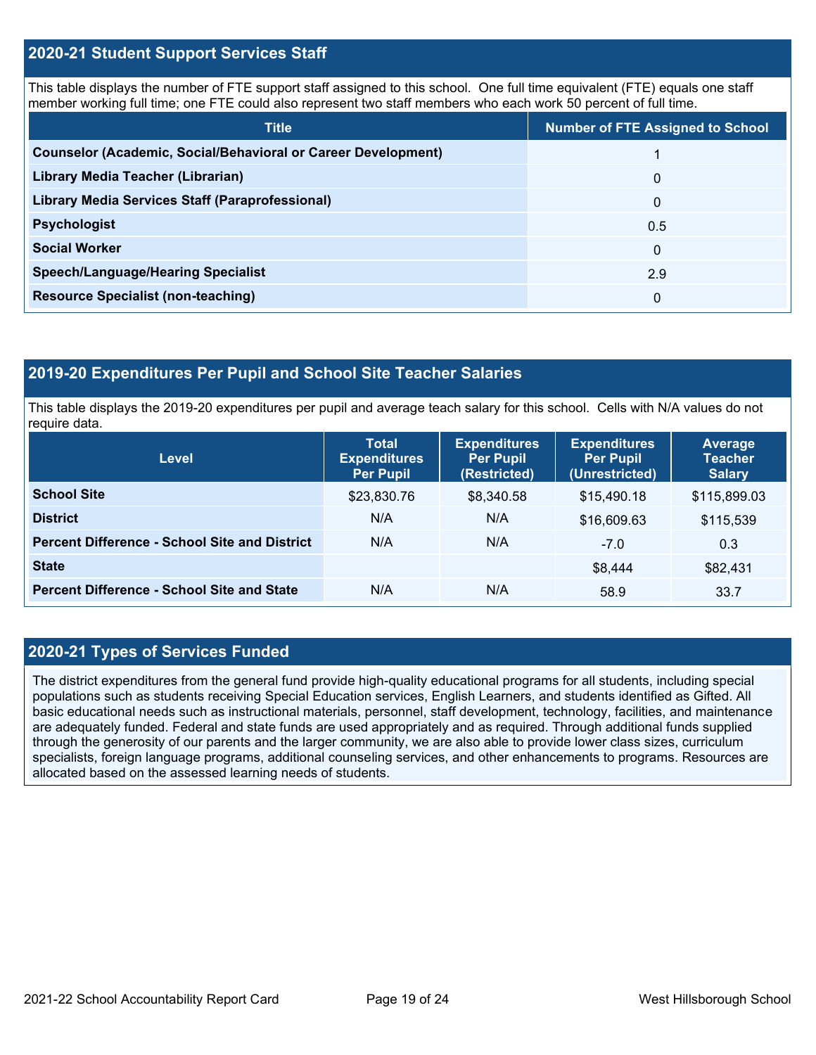## 2020-21 Student Support Services Staff

This table displays the number of FTE support staff assigned to this school. One full time equivalent (FTE) equals one staff member working full time; one FTE could also represent two staff members who each work 50 percent of full time.

| Title | Number of FTE Assigned to School |
| --- | --- |
| **Counselor (Academic, Social/Behavioral or Career Development)** | 1 |
| **Library Media Teacher (Librarian)** | 0 |
| **Library Media Services Staff (Paraprofessional)** | 0 |
| **Psychologist** | 0.5 |
| **Social Worker** | 0 |
| **Speech/Language/Hearing Specialist** | 2.9 |
| **Resource Specialist (non-teaching)** | 0 |

## 2019-20 Expenditures Per Pupil and School Site Teacher Salaries

This table displays the 2019-20 expenditures per pupil and average teach salary for this school. Cells with N/A values do not require data.

| Level | Total Expenditures Per Pupil | Expenditures Per Pupil (Restricted) | Expenditures Per Pupil (Unrestricted) | Average Teacher Salary |
| --- | --- | --- | --- | --- |
| **School Site** | $23,830.76 | $8,340.58 | $15,490.18 | $115,899.03 |
| **District** | N/A | N/A | $16,609.63 | $115,539 |
| **Percent Difference - School Site and District** | N/A | N/A | -7.0 | 0.3 |
| **State** | | | $8,444 | $82,431 |
| **Percent Difference - School Site and State** | N/A | N/A | 58.9 | 33.7 |

## 2020-21 Types of Services Funded

The district expenditures from the general fund provide high-quality educational programs for all students, including special populations such as students receiving Special Education services, English Learners, and students identified as Gifted. All basic educational needs such as instructional materials, personnel, staff development, technology, facilities, and maintenance are adequately funded. Federal and state funds are used appropriately and as required. Through additional funds supplied through the generosity of our parents and the larger community, we are also able to provide lower class sizes, curriculum specialists, foreign language programs, additional counseling services, and other enhancements to programs. Resources are allocated based on the assessed learning needs of students.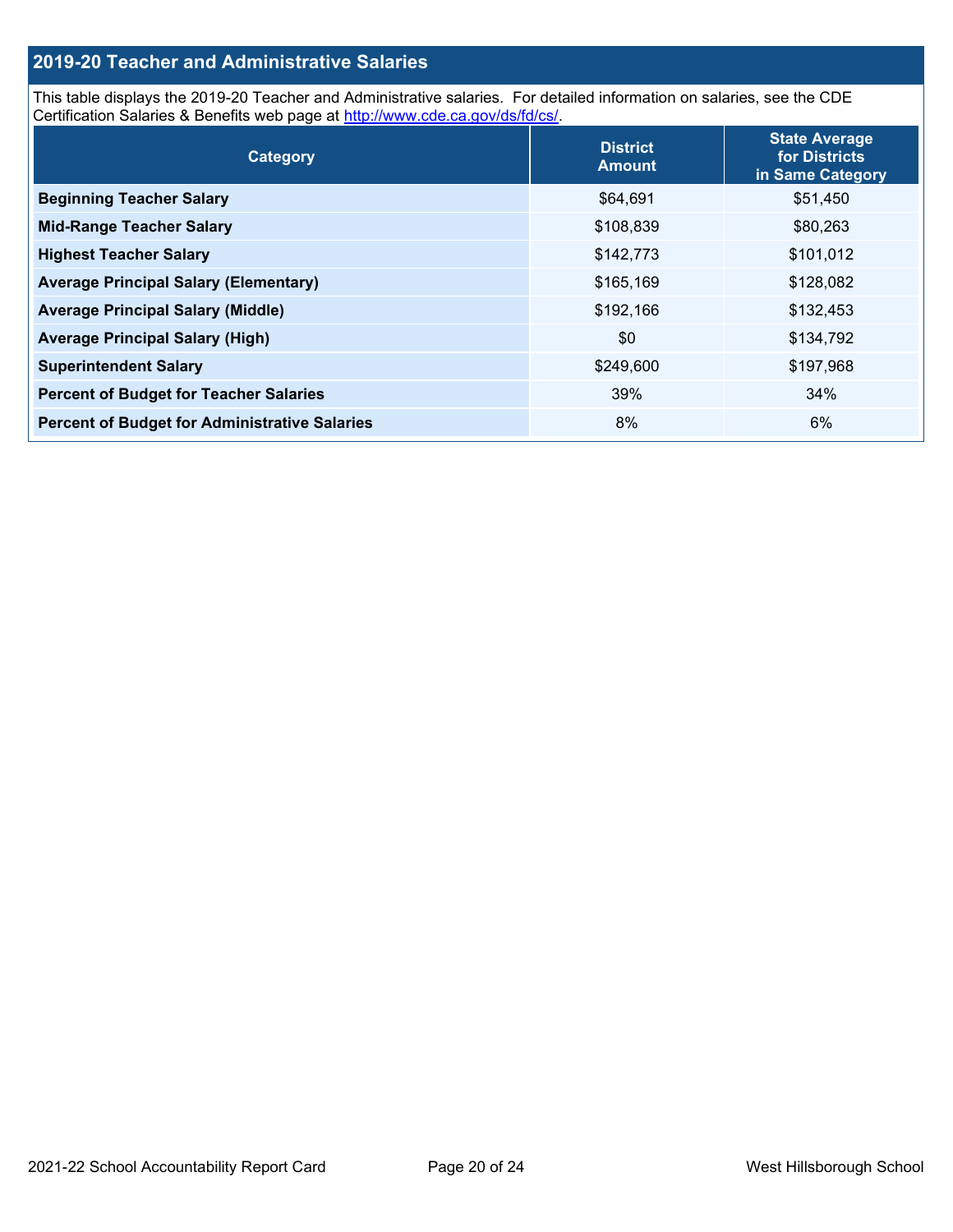## 2019-20 Teacher and Administrative Salaries

This table displays the 2019-20 Teacher and Administrative salaries. For detailed information on salaries, see the CDE Certification Salaries & Benefits web page at http://www.cde.ca.gov/ds/fd/cs/.

| Category | District Amount | State Average for Districts in Same Category |
|---|---|---|
| **Beginning Teacher Salary** | $64,691 | $51,450 |
| **Mid-Range Teacher Salary** | $108,839 | $80,263 |
| **Highest Teacher Salary** | $142,773 | $101,012 |
| **Average Principal Salary (Elementary)** | $165,169 | $128,082 |
| **Average Principal Salary (Middle)** | $192,166 | $132,453 |
| **Average Principal Salary (High)** | $0 | $134,792 |
| **Superintendent Salary** | $249,600 | $197,968 |
| **Percent of Budget for Teacher Salaries** | 39% | 34% |
| **Percent of Budget for Administrative Salaries** | 8% | 6% |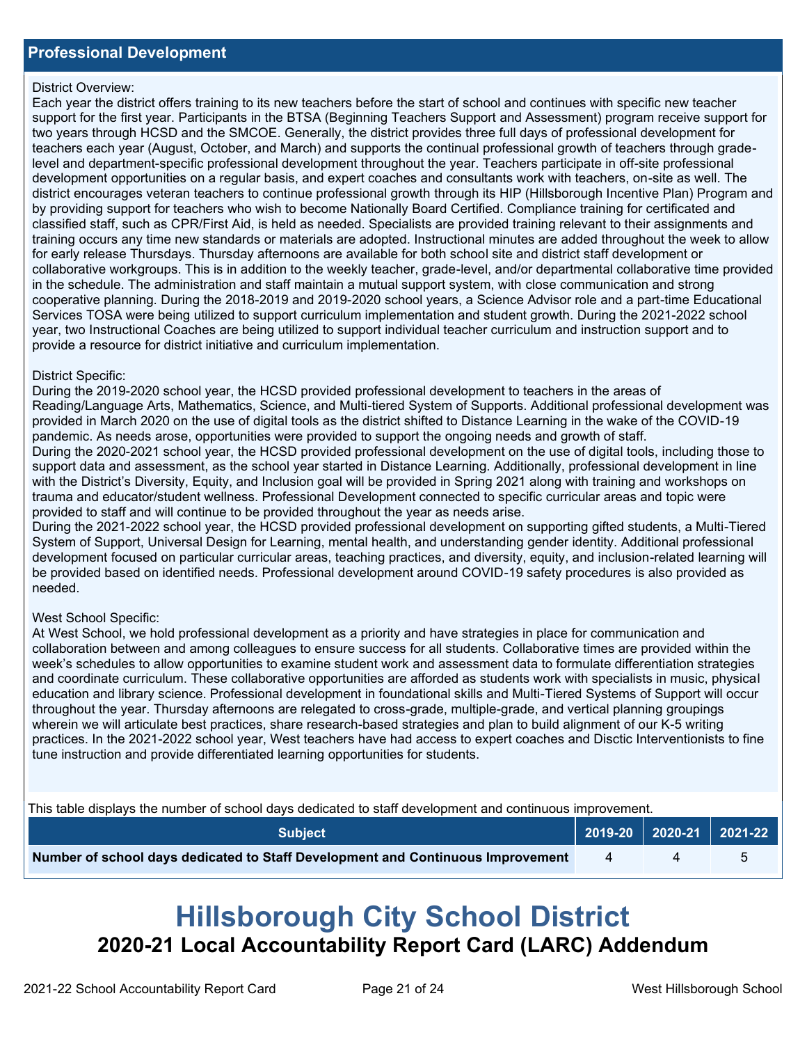## Professional Development

District Overview:
Each year the district offers training to its new teachers before the start of school and continues with specific new teacher support for the first year. Participants in the BTSA (Beginning Teachers Support and Assessment) program receive support for two years through HCSD and the SMCOE. Generally, the district provides three full days of professional development for teachers each year (August, October, and March) and supports the continual professional growth of teachers through grade-level and department-specific professional development throughout the year. Teachers participate in off-site professional development opportunities on a regular basis, and expert coaches and consultants work with teachers, on-site as well. The district encourages veteran teachers to continue professional growth through its HIP (Hillsborough Incentive Plan) Program and by providing support for teachers who wish to become Nationally Board Certified. Compliance training for certificated and classified staff, such as CPR/First Aid, is held as needed. Specialists are provided training relevant to their assignments and training occurs any time new standards or materials are adopted. Instructional minutes are added throughout the week to allow for early release Thursdays. Thursday afternoons are available for both school site and district staff development or collaborative workgroups. This is in addition to the weekly teacher, grade-level, and/or departmental collaborative time provided in the schedule. The administration and staff maintain a mutual support system, with close communication and strong cooperative planning. During the 2018-2019 and 2019-2020 school years, a Science Advisor role and a part-time Educational Services TOSA were being utilized to support curriculum implementation and student growth. During the 2021-2022 school year, two Instructional Coaches are being utilized to support individual teacher curriculum and instruction support and to provide a resource for district initiative and curriculum implementation.

District Specific:
During the 2019-2020 school year, the HCSD provided professional development to teachers in the areas of Reading/Language Arts, Mathematics, Science, and Multi-tiered System of Supports. Additional professional development was provided in March 2020 on the use of digital tools as the district shifted to Distance Learning in the wake of the COVID-19 pandemic. As needs arose, opportunities were provided to support the ongoing needs and growth of staff.
During the 2020-2021 school year, the HCSD provided professional development on the use of digital tools, including those to support data and assessment, as the school year started in Distance Learning. Additionally, professional development in line with the District's Diversity, Equity, and Inclusion goal will be provided in Spring 2021 along with training and workshops on trauma and educator/student wellness. Professional Development connected to specific curricular areas and topic were provided to staff and will continue to be provided throughout the year as needs arise.
During the 2021-2022 school year, the HCSD provided professional development on supporting gifted students, a Multi-Tiered System of Support, Universal Design for Learning, mental health, and understanding gender identity. Additional professional development focused on particular curricular areas, teaching practices, and diversity, equity, and inclusion-related learning will be provided based on identified needs. Professional development around COVID-19 safety procedures is also provided as needed.

West School Specific:
At West School, we hold professional development as a priority and have strategies in place for communication and collaboration between and among colleagues to ensure success for all students. Collaborative times are provided within the week's schedules to allow opportunities to examine student work and assessment data to formulate differentiation strategies and coordinate curriculum. These collaborative opportunities are afforded as students work with specialists in music, physical education and library science. Professional development in foundational skills and Multi-Tiered Systems of Support will occur throughout the year. Thursday afternoons are relegated to cross-grade, multiple-grade, and vertical planning groupings wherein we will articulate best practices, share research-based strategies and plan to build alignment of our K-5 writing practices. In the 2021-2022 school year, West teachers have had access to expert coaches and Disctic Interventionists to fine tune instruction and provide differentiated learning opportunities for students.

This table displays the number of school days dedicated to staff development and continuous improvement.

| Subject | 2019-20 | 2020-21 | 2021-22 |
|---|---|---|---|
| Number of school days dedicated to Staff Development and Continuous Improvement | 4 | 4 | 5 |

# Hillsborough City School District

## 2020-21 Local Accountability Report Card (LARC) Addendum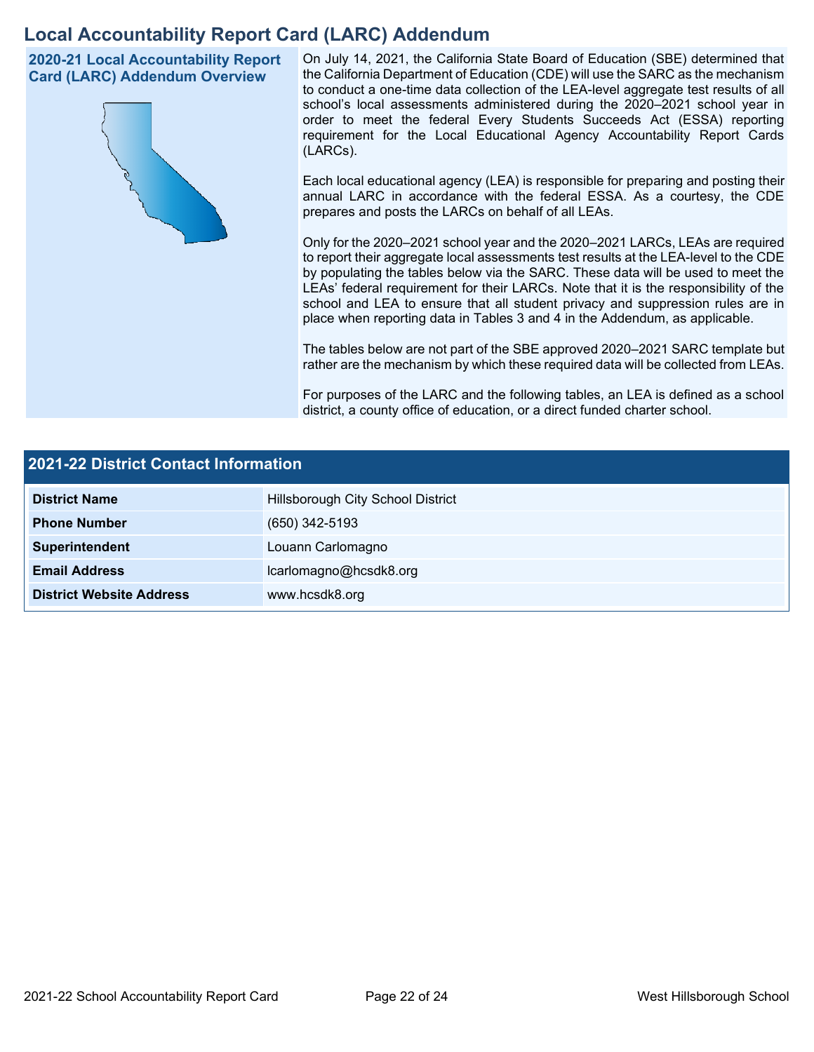# Local Accountability Report Card (LARC) Addendum

## 2020-21 Local Accountability Report Card (LARC) Addendum Overview

On July 14, 2021, the California State Board of Education (SBE) determined that the California Department of Education (CDE) will use the SARC as the mechanism to conduct a one-time data collection of the LEA-level aggregate test results of all school's local assessments administered during the 2020–2021 school year in order to meet the federal Every Students Succeeds Act (ESSA) reporting requirement for the Local Educational Agency Accountability Report Cards (LARCs).

Each local educational agency (LEA) is responsible for preparing and posting their annual LARC in accordance with the federal ESSA. As a courtesy, the CDE prepares and posts the LARCs on behalf of all LEAs.

Only for the 2020–2021 school year and the 2020–2021 LARCs, LEAs are required to report their aggregate local assessments test results at the LEA-level to the CDE by populating the tables below via the SARC. These data will be used to meet the LEAs' federal requirement for their LARCs. Note that it is the responsibility of the school and LEA to ensure that all student privacy and suppression rules are in place when reporting data in Tables 3 and 4 in the Addendum, as applicable.

The tables below are not part of the SBE approved 2020–2021 SARC template but rather are the mechanism by which these required data will be collected from LEAs.

For purposes of the LARC and the following tables, an LEA is defined as a school district, a county office of education, or a direct funded charter school.

## 2021-22 District Contact Information

| 2021-22 District Contact Information | |
|---|---|
| **District Name** | Hillsborough City School District |
| **Phone Number** | (650) 342-5193 |
| **Superintendent** | Louann Carlomagno |
| **Email Address** | lcarlomagno@hcsdk8.org |
| **District Website Address** | www.hcsdk8.org |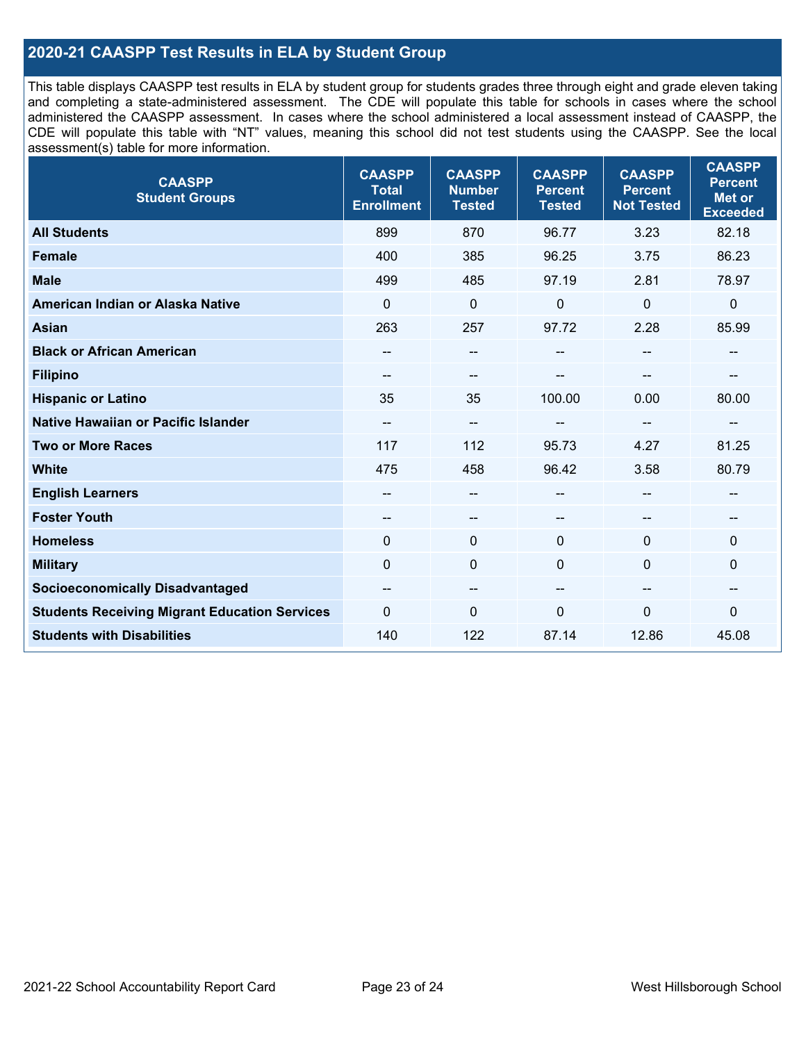## 2020-21 CAASPP Test Results in ELA by Student Group

This table displays CAASPP test results in ELA by student group for students grades three through eight and grade eleven taking and completing a state-administered assessment. The CDE will populate this table for schools in cases where the school administered the CAASPP assessment. In cases where the school administered a local assessment instead of CAASPP, the CDE will populate this table with "NT" values, meaning this school did not test students using the CAASPP. See the local assessment(s) table for more information.

| CAASPP Student Groups | CAASPP Total Enrollment | CAASPP Number Tested | CAASPP Percent Tested | CAASPP Percent Not Tested | CAASPP Percent Met or Exceeded |
|---|---|---|---|---|---|
| **All Students** | 899 | 870 | 96.77 | 3.23 | 82.18 |
| **Female** | 400 | 385 | 96.25 | 3.75 | 86.23 |
| **Male** | 499 | 485 | 97.19 | 2.81 | 78.97 |
| **American Indian or Alaska Native** | 0 | 0 | 0 | 0 | 0 |
| **Asian** | 263 | 257 | 97.72 | 2.28 | 85.99 |
| **Black or African American** | -- | -- | -- | -- | -- |
| **Filipino** | -- | -- | -- | -- | -- |
| **Hispanic or Latino** | 35 | 35 | 100.00 | 0.00 | 80.00 |
| **Native Hawaiian or Pacific Islander** | -- | -- | -- | -- | -- |
| **Two or More Races** | 117 | 112 | 95.73 | 4.27 | 81.25 |
| **White** | 475 | 458 | 96.42 | 3.58 | 80.79 |
| **English Learners** | -- | -- | -- | -- | -- |
| **Foster Youth** | -- | -- | -- | -- | -- |
| **Homeless** | 0 | 0 | 0 | 0 | 0 |
| **Military** | 0 | 0 | 0 | 0 | 0 |
| **Socioeconomically Disadvantaged** | -- | -- | -- | -- | -- |
| **Students Receiving Migrant Education Services** | 0 | 0 | 0 | 0 | 0 |
| **Students with Disabilities** | 140 | 122 | 87.14 | 12.86 | 45.08 |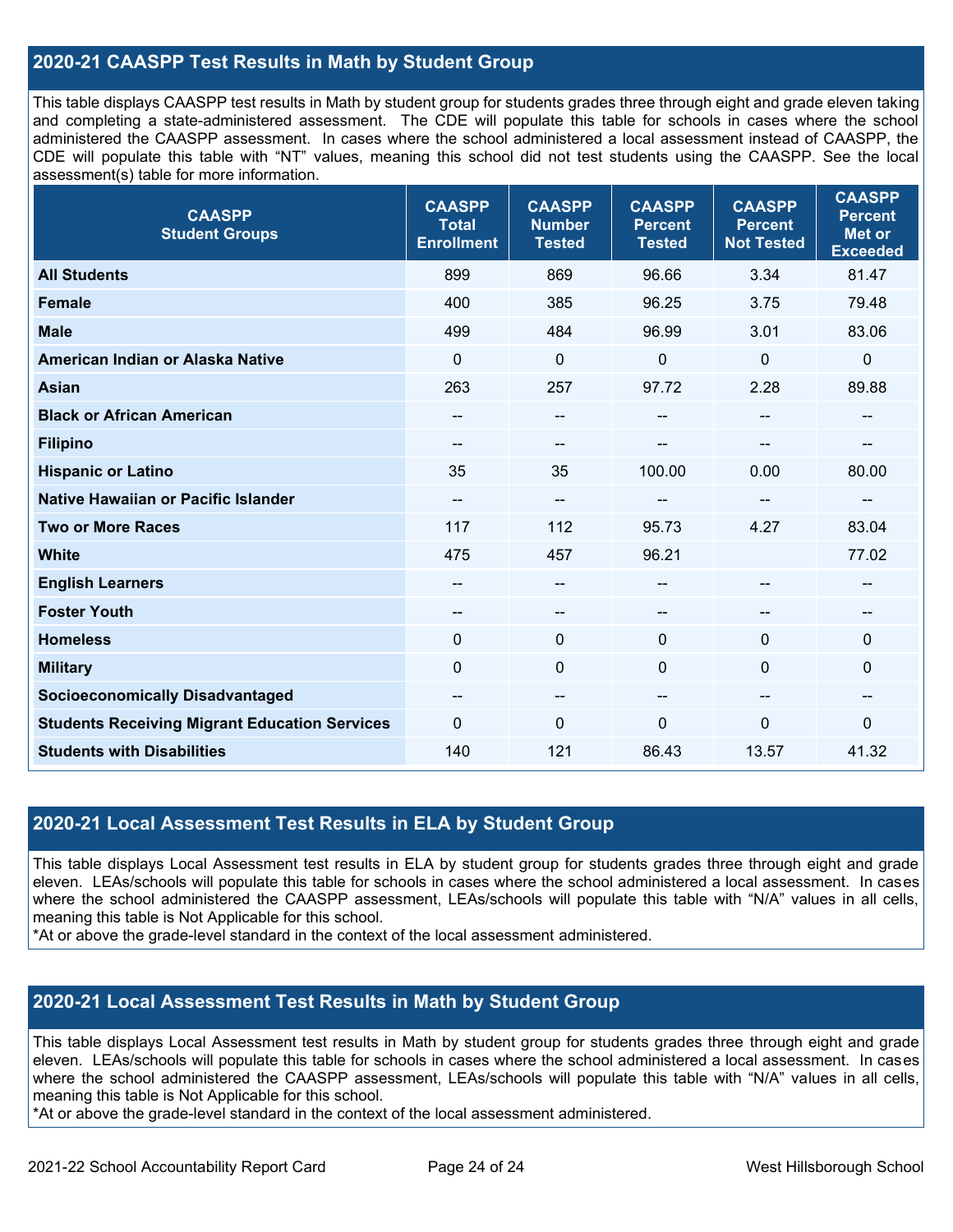## 2020-21 CAASPP Test Results in Math by Student Group

This table displays CAASPP test results in Math by student group for students grades three through eight and grade eleven taking and completing a state-administered assessment. The CDE will populate this table for schools in cases where the school administered the CAASPP assessment. In cases where the school administered a local assessment instead of CAASPP, the CDE will populate this table with "NT" values, meaning this school did not test students using the CAASPP. See the local assessment(s) table for more information.

| CAASPP Student Groups | CAASPP Total Enrollment | CAASPP Number Tested | CAASPP Percent Tested | CAASPP Percent Not Tested | CAASPP Percent Met or Exceeded |
|---|---|---|---|---|---|
| **All Students** | 899 | 869 | 96.66 | 3.34 | 81.47 |
| **Female** | 400 | 385 | 96.25 | 3.75 | 79.48 |
| **Male** | 499 | 484 | 96.99 | 3.01 | 83.06 |
| **American Indian or Alaska Native** | 0 | 0 | 0 | 0 | 0 |
| **Asian** | 263 | 257 | 97.72 | 2.28 | 89.88 |
| **Black or African American** | -- | -- | -- | -- | -- |
| **Filipino** | -- | -- | -- | -- | -- |
| **Hispanic or Latino** | 35 | 35 | 100.00 | 0.00 | 80.00 |
| **Native Hawaiian or Pacific Islander** | -- | -- | -- | -- | -- |
| **Two or More Races** | 117 | 112 | 95.73 | 4.27 | 83.04 |
| **White** | 475 | 457 | 96.21 | | 77.02 |
| **English Learners** | -- | -- | -- | -- | -- |
| **Foster Youth** | -- | -- | -- | -- | -- |
| **Homeless** | 0 | 0 | 0 | 0 | 0 |
| **Military** | 0 | 0 | 0 | 0 | 0 |
| **Socioeconomically Disadvantaged** | -- | -- | -- | -- | -- |
| **Students Receiving Migrant Education Services** | 0 | 0 | 0 | 0 | 0 |
| **Students with Disabilities** | 140 | 121 | 86.43 | 13.57 | 41.32 |

## 2020-21 Local Assessment Test Results in ELA by Student Group

This table displays Local Assessment test results in ELA by student group for students grades three through eight and grade eleven. LEAs/schools will populate this table for schools in cases where the school administered a local assessment. In cases where the school administered the CAASPP assessment, LEAs/schools will populate this table with "N/A" values in all cells, meaning this table is Not Applicable for this school.

*At or above the grade-level standard in the context of the local assessment administered.

## 2020-21 Local Assessment Test Results in Math by Student Group

This table displays Local Assessment test results in Math by student group for students grades three through eight and grade eleven. LEAs/schools will populate this table for schools in cases where the school administered a local assessment. In cases where the school administered the CAASPP assessment, LEAs/schools will populate this table with "N/A" values in all cells, meaning this table is Not Applicable for this school.

*At or above the grade-level standard in the context of the local assessment administered.